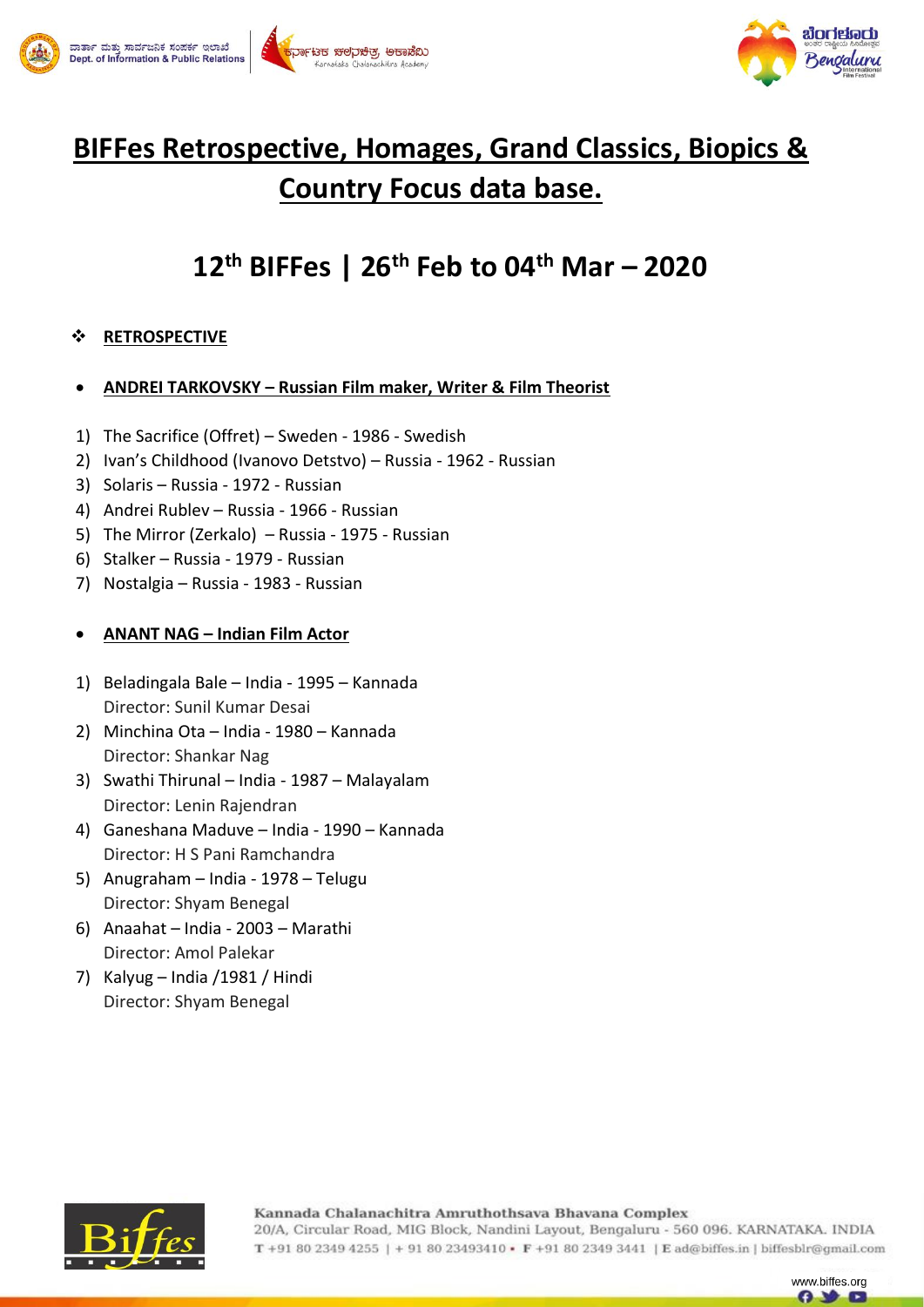# BIFFes Retrospective, Homages, Grand Classics, Biopics & Country Focus data base.

## 12th BIFFes | 26th Feb to 04th Mar – 2020

### RETROSPECTIVE

- **ANDREI TARKOVSKY – Russian Film maker, Writer & Film Theorist**

1) The Sacrifice (Offret) – Sweden - 1986 - Swedish
2) Ivan's Childhood (Ivanovo Detstvo) – Russia - 1962 - Russian
3) Solaris – Russia - 1972 - Russian
4) Andrei Rublev – Russia - 1966 - Russian
5) The Mirror (Zerkalo) – Russia - 1975 - Russian
6) Stalker – Russia - 1979 - Russian
7) Nostalgia – Russia - 1983 - Russian

- **ANANT NAG – Indian Film Actor**

1) Beladingala Bale – India - 1995 – Kannada
   Director: Sunil Kumar Desai
2) Minchina Ota – India - 1980 – Kannada
   Director: Shankar Nag
3) Swathi Thirunal – India - 1987 – Malayalam
   Director: Lenin Rajendran
4) Ganeshana Maduve – India - 1990 – Kannada
   Director: H S Pani Ramchandra
5) Anugraham – India - 1978 – Telugu
   Director: Shyam Benegal
6) Anaahat – India - 2003 – Marathi
   Director: Amol Palekar
7) Kalyug – India /1981 / Hindi
   Director: Shyam Benegal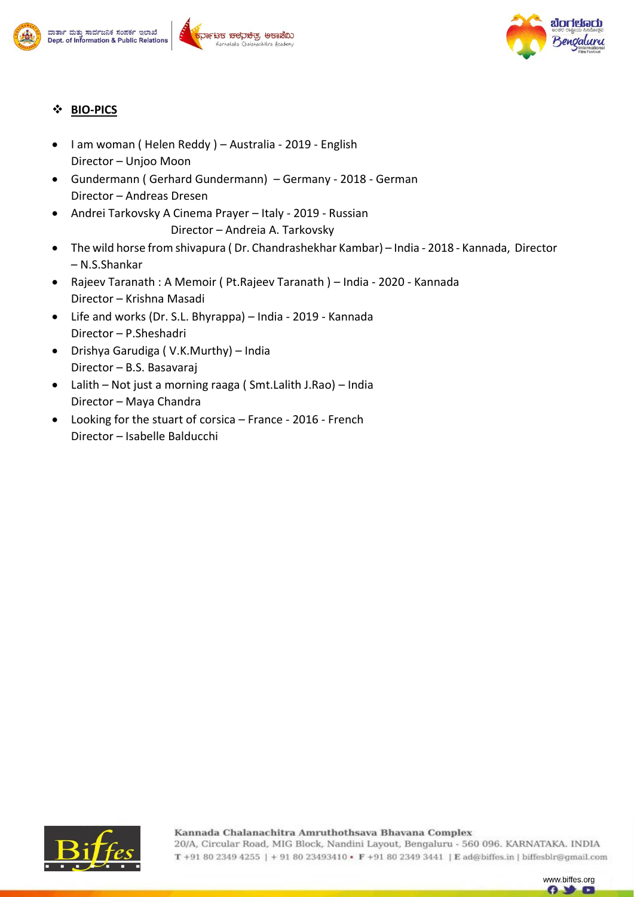## BIO-PICS

- I am woman ( Helen Reddy ) – Australia - 2019 - English
  Director – Unjoo Moon
- Gundermann ( Gerhard Gundermann) – Germany - 2018 - German
  Director – Andreas Dresen
- Andrei Tarkovsky A Cinema Prayer – Italy - 2019 - Russian
  Director – Andreia A. Tarkovsky
- The wild horse from shivapura ( Dr. Chandrashekhar Kambar) – India - 2018 - Kannada, Director – N.S.Shankar
- Rajeev Taranath : A Memoir ( Pt.Rajeev Taranath ) – India - 2020 - Kannada
  Director – Krishna Masadi
- Life and works (Dr. S.L. Bhyrappa) – India - 2019 - Kannada
  Director – P.Sheshadri
- Drishya Garudiga ( V.K.Murthy) – India
  Director – B.S. Basavaraj
- Lalith – Not just a morning raaga ( Smt.Lalith J.Rao) – India
  Director – Maya Chandra
- Looking for the stuart of corsica – France - 2016 - French
  Director – Isabelle Balducchi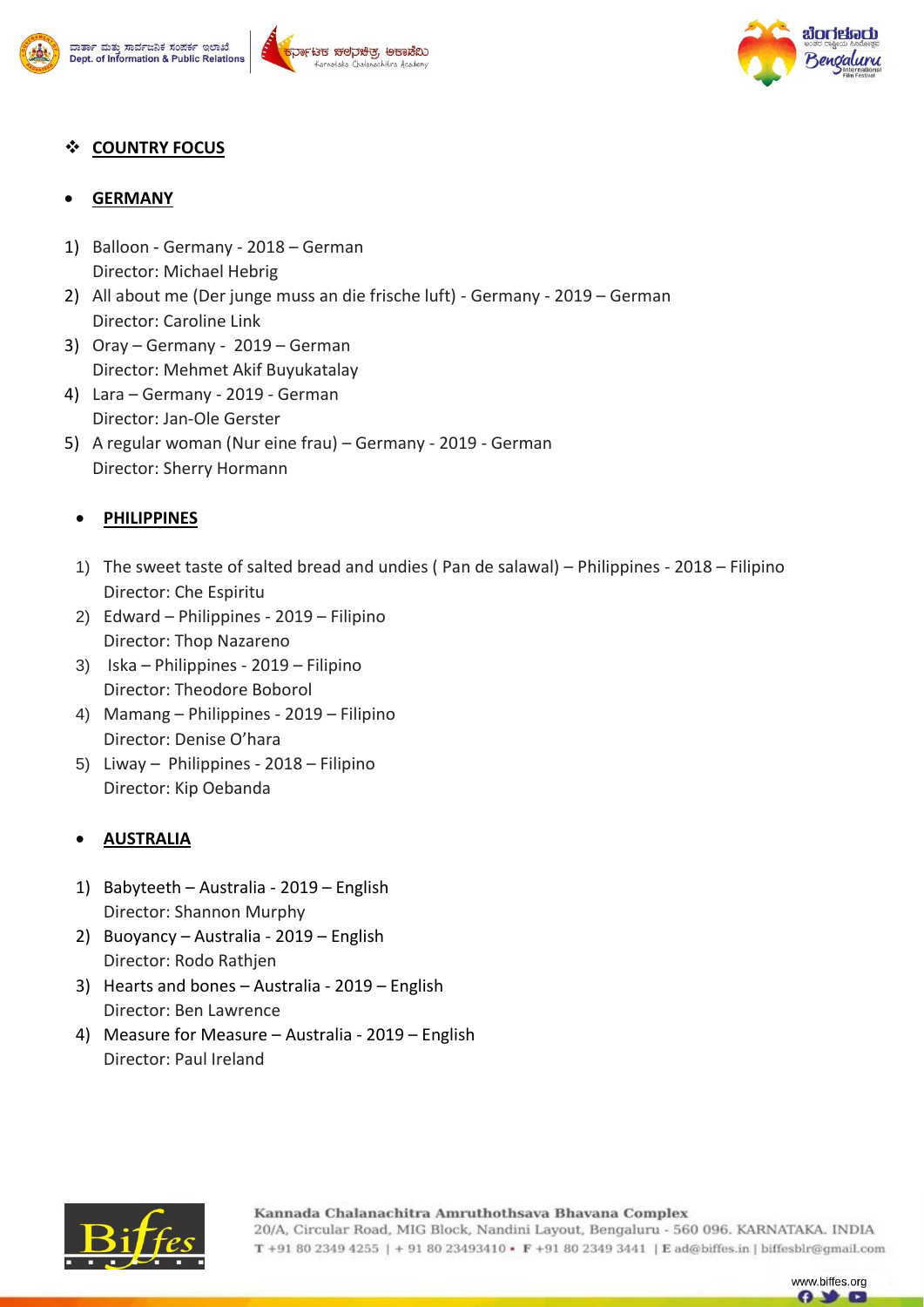## ❖ COUNTRY FOCUS

- **GERMANY**

1) Balloon - Germany - 2018 – German
   Director: Michael Hebrig
2) All about me (Der junge muss an die frische luft) - Germany - 2019 – German
   Director: Caroline Link
3) Oray – Germany - 2019 – German
   Director: Mehmet Akif Buyukatalay
4) Lara – Germany - 2019 - German
   Director: Jan-Ole Gerster
5) A regular woman (Nur eine frau) – Germany - 2019 - German
   Director: Sherry Hormann

- **PHILIPPINES**

1) The sweet taste of salted bread and undies ( Pan de salawal) – Philippines - 2018 – Filipino
   Director: Che Espiritu
2) Edward – Philippines - 2019 – Filipino
   Director: Thop Nazareno
3) Iska – Philippines - 2019 – Filipino
   Director: Theodore Boborol
4) Mamang – Philippines - 2019 – Filipino
   Director: Denise O'hara
5) Liway – Philippines - 2018 – Filipino
   Director: Kip Oebanda

- **AUSTRALIA**

1) Babyteeth – Australia - 2019 – English
   Director: Shannon Murphy
2) Buoyancy – Australia - 2019 – English
   Director: Rodo Rathjen
3) Hearts and bones – Australia - 2019 – English
   Director: Ben Lawrence
4) Measure for Measure – Australia - 2019 – English
   Director: Paul Ireland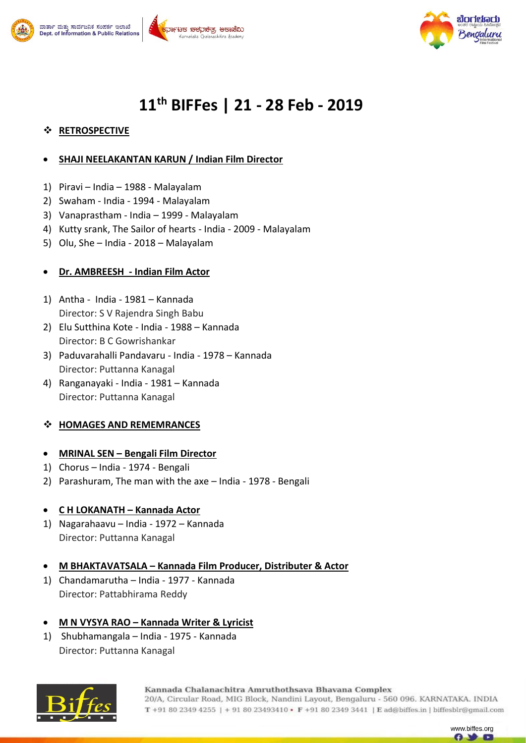# 11th BIFFes | 21 - 28 Feb - 2019

## ❖ RETROSPECTIVE

- **SHAJI NEELAKANTAN KARUN / Indian Film Director**

1) Piravi – India – 1988 - Malayalam
2) Swaham - India - 1994 - Malayalam
3) Vanaprastham - India – 1999 - Malayalam
4) Kutty srank, The Sailor of hearts - India - 2009 - Malayalam
5) Olu, She – India - 2018 – Malayalam

- **Dr. AMBREESH - Indian Film Actor**

1) Antha - India - 1981 – Kannada
   Director: S V Rajendra Singh Babu
2) Elu Sutthina Kote - India - 1988 – Kannada
   Director: B C Gowrishankar
3) Paduvarahalli Pandavaru - India - 1978 – Kannada
   Director: Puttanna Kanagal
4) Ranganayaki - India - 1981 – Kannada
   Director: Puttanna Kanagal

## ❖ HOMAGES AND REMEMRANCES

- **MRINAL SEN – Bengali Film Director**

1) Chorus – India - 1974 - Bengali
2) Parashuram, The man with the axe – India - 1978 - Bengali

- **C H LOKANATH – Kannada Actor**

1) Nagarahaavu – India - 1972 – Kannada
   Director: Puttanna Kanagal

- **M BHAKTAVATSALA – Kannada Film Producer, Distributer & Actor**

1) Chandamarutha – India - 1977 - Kannada
   Director: Pattabhirama Reddy

- **M N VYSYA RAO – Kannada Writer & Lyricist**

1) Shubhamangala – India - 1975 - Kannada
   Director: Puttanna Kanagal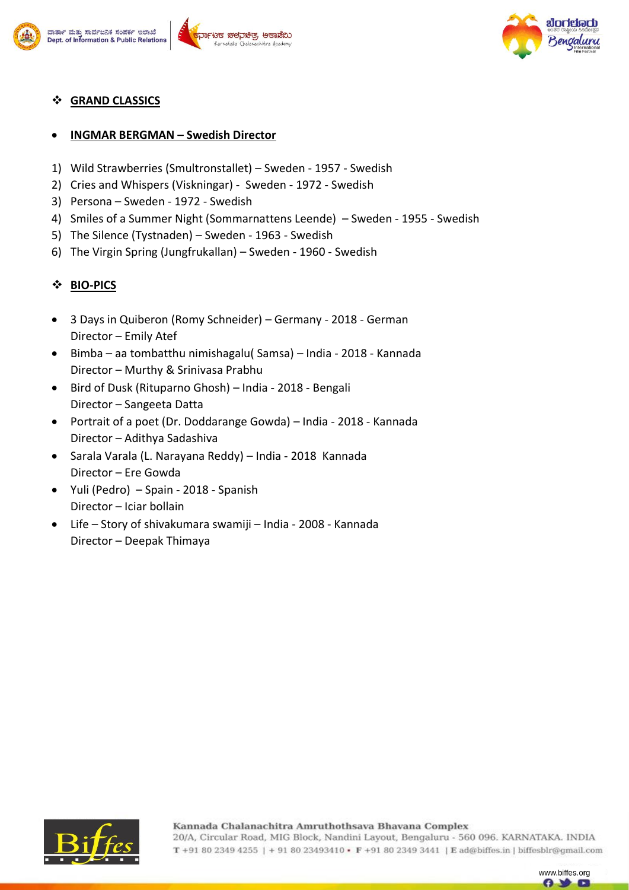## ❖ GRAND CLASSICS

- **INGMAR BERGMAN – Swedish Director**

1) Wild Strawberries (Smultronstallet) – Sweden - 1957 - Swedish
2) Cries and Whispers (Viskningar) - Sweden - 1972 - Swedish
3) Persona – Sweden - 1972 - Swedish
4) Smiles of a Summer Night (Sommarnattens Leende) – Sweden - 1955 - Swedish
5) The Silence (Tystnaden) – Sweden - 1963 - Swedish
6) The Virgin Spring (Jungfrukallan) – Sweden - 1960 - Swedish

## ❖ BIO-PICS

- 3 Days in Quiberon (Romy Schneider) – Germany - 2018 - German
  Director – Emily Atef
- Bimba – aa tombatthu nimishagalu( Samsa) – India - 2018 - Kannada
  Director – Murthy & Srinivasa Prabhu
- Bird of Dusk (Rituparno Ghosh) – India - 2018 - Bengali
  Director – Sangeeta Datta
- Portrait of a poet (Dr. Doddarange Gowda) – India - 2018 - Kannada
  Director – Adithya Sadashiva
- Sarala Varala (L. Narayana Reddy) – India - 2018 Kannada
  Director – Ere Gowda
- Yuli (Pedro) – Spain - 2018 - Spanish
  Director – Iciar bollain
- Life – Story of shivakumara swamiji – India - 2008 - Kannada
  Director – Deepak Thimaya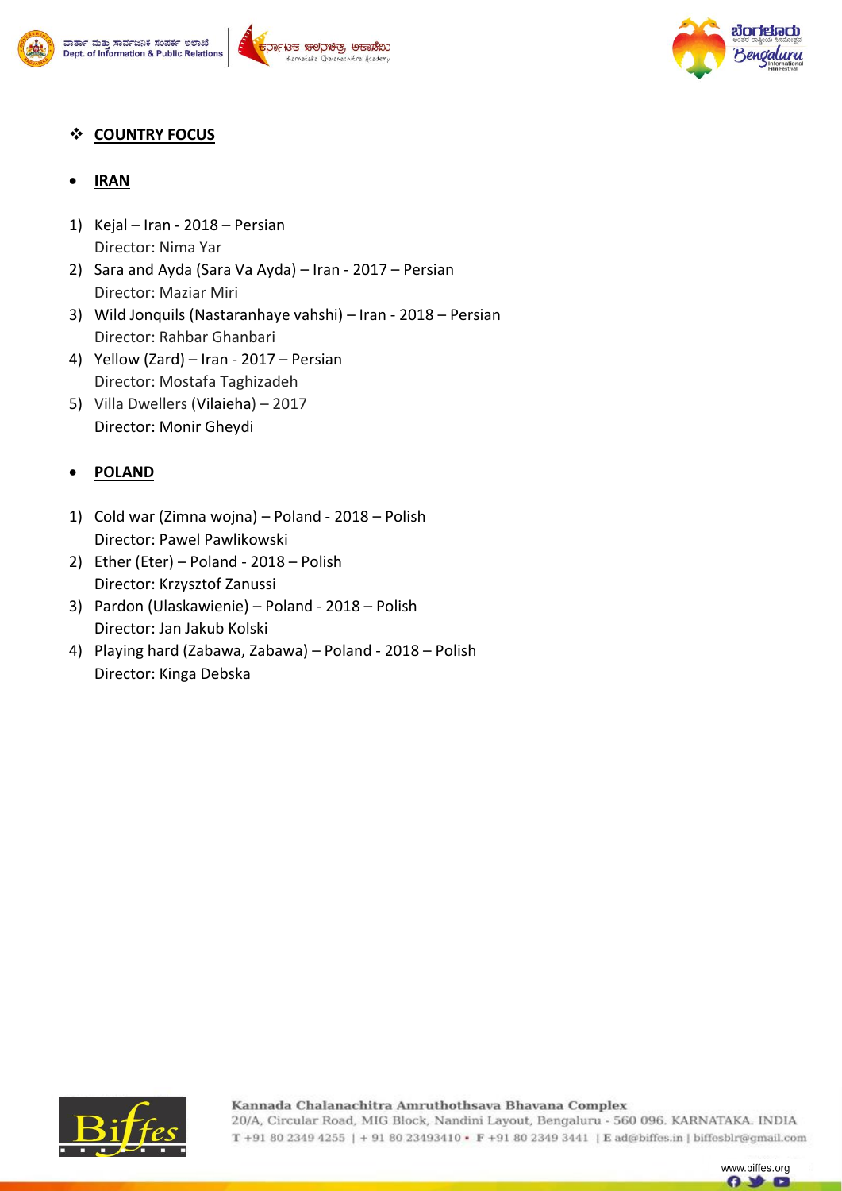## ❖ COUNTRY FOCUS

- **IRAN**

1) Kejal – Iran - 2018 – Persian
   Director: Nima Yar
2) Sara and Ayda (Sara Va Ayda) – Iran - 2017 – Persian
   Director: Maziar Miri
3) Wild Jonquils (Nastaranhaye vahshi) – Iran - 2018 – Persian
   Director: Rahbar Ghanbari
4) Yellow (Zard) – Iran - 2017 – Persian
   Director: Mostafa Taghizadeh
5) Villa Dwellers (Vilaieha) – 2017
   Director: Monir Gheydi

- **POLAND**

1) Cold war (Zimna wojna) – Poland - 2018 – Polish
   Director: Pawel Pawlikowski
2) Ether (Eter) – Poland - 2018 – Polish
   Director: Krzysztof Zanussi
3) Pardon (Ulaskawienie) – Poland - 2018 – Polish
   Director: Jan Jakub Kolski
4) Playing hard (Zabawa, Zabawa) – Poland - 2018 – Polish
   Director: Kinga Debska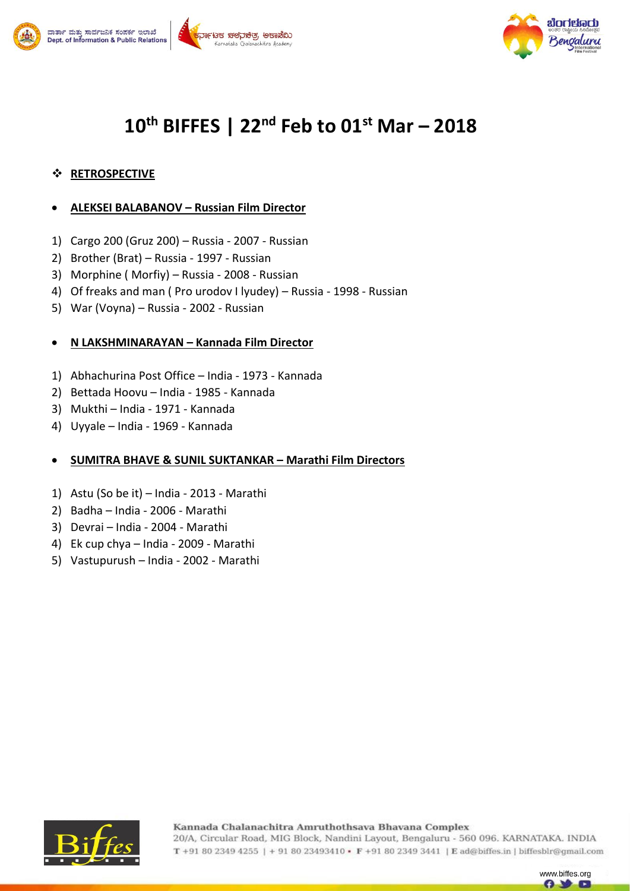# 10th BIFFES | 22nd Feb to 01st Mar – 2018

## ❖ RETROSPECTIVE

- **ALEKSEI BALABANOV – Russian Film Director**

1) Cargo 200 (Gruz 200) – Russia - 2007 - Russian
2) Brother (Brat) – Russia - 1997 - Russian
3) Morphine ( Morfiy) – Russia - 2008 - Russian
4) Of freaks and man ( Pro urodov I lyudey) – Russia - 1998 - Russian
5) War (Voyna) – Russia - 2002 - Russian

- **N LAKSHMINARAYAN – Kannada Film Director**

1) Abhachurina Post Office – India - 1973 - Kannada
2) Bettada Hoovu – India - 1985 - Kannada
3) Mukthi – India - 1971 - Kannada
4) Uyyale – India - 1969 - Kannada

- **SUMITRA BHAVE & SUNIL SUKTANKAR – Marathi Film Directors**

1) Astu (So be it) – India - 2013 - Marathi
2) Badha – India - 2006 - Marathi
3) Devrai – India - 2004 - Marathi
4) Ek cup chya – India - 2009 - Marathi
5) Vastupurush – India - 2002 - Marathi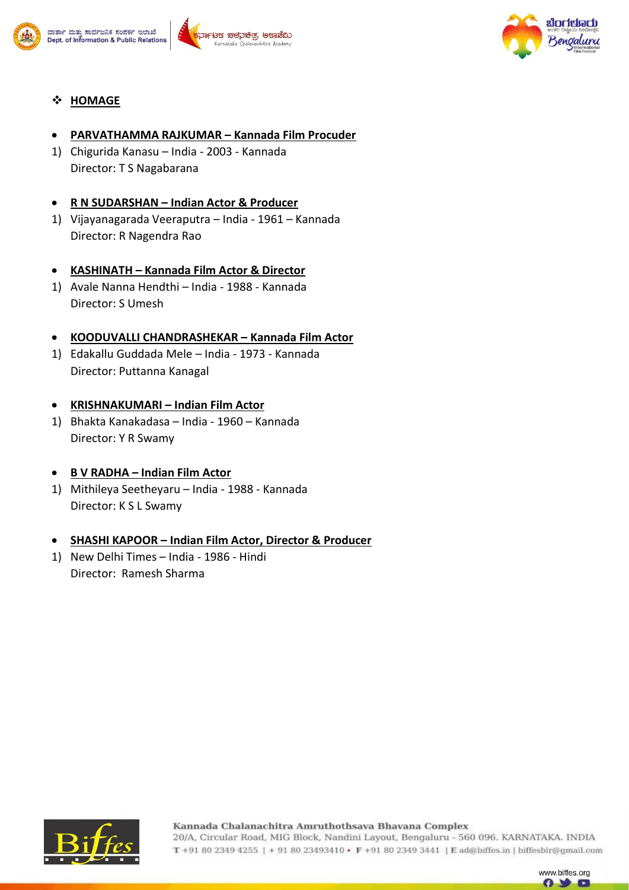## HOMAGE

- **PARVATHAMMA RAJKUMAR – Kannada Film Procuder**

1) Chigurida Kanasu – India - 2003 - Kannada
   Director: T S Nagabarana

- **R N SUDARSHAN – Indian Actor & Producer**

1) Vijayanagarada Veeraputra – India - 1961 – Kannada
   Director: R Nagendra Rao

- **KASHINATH – Kannada Film Actor & Director**

1) Avale Nanna Hendthi – India - 1988 - Kannada
   Director: S Umesh

- **KOODUVALLI CHANDRASHEKAR – Kannada Film Actor**

1) Edakallu Guddada Mele – India - 1973 - Kannada
   Director: Puttanna Kanagal

- **KRISHNAKUMARI – Indian Film Actor**

1) Bhakta Kanakadasa – India - 1960 – Kannada
   Director: Y R Swamy

- **B V RADHA – Indian Film Actor**

1) Mithileya Seetheyaru – India - 1988 - Kannada
   Director: K S L Swamy

- **SHASHI KAPOOR – Indian Film Actor, Director & Producer**

1) New Delhi Times – India - 1986 - Hindi
   Director: Ramesh Sharma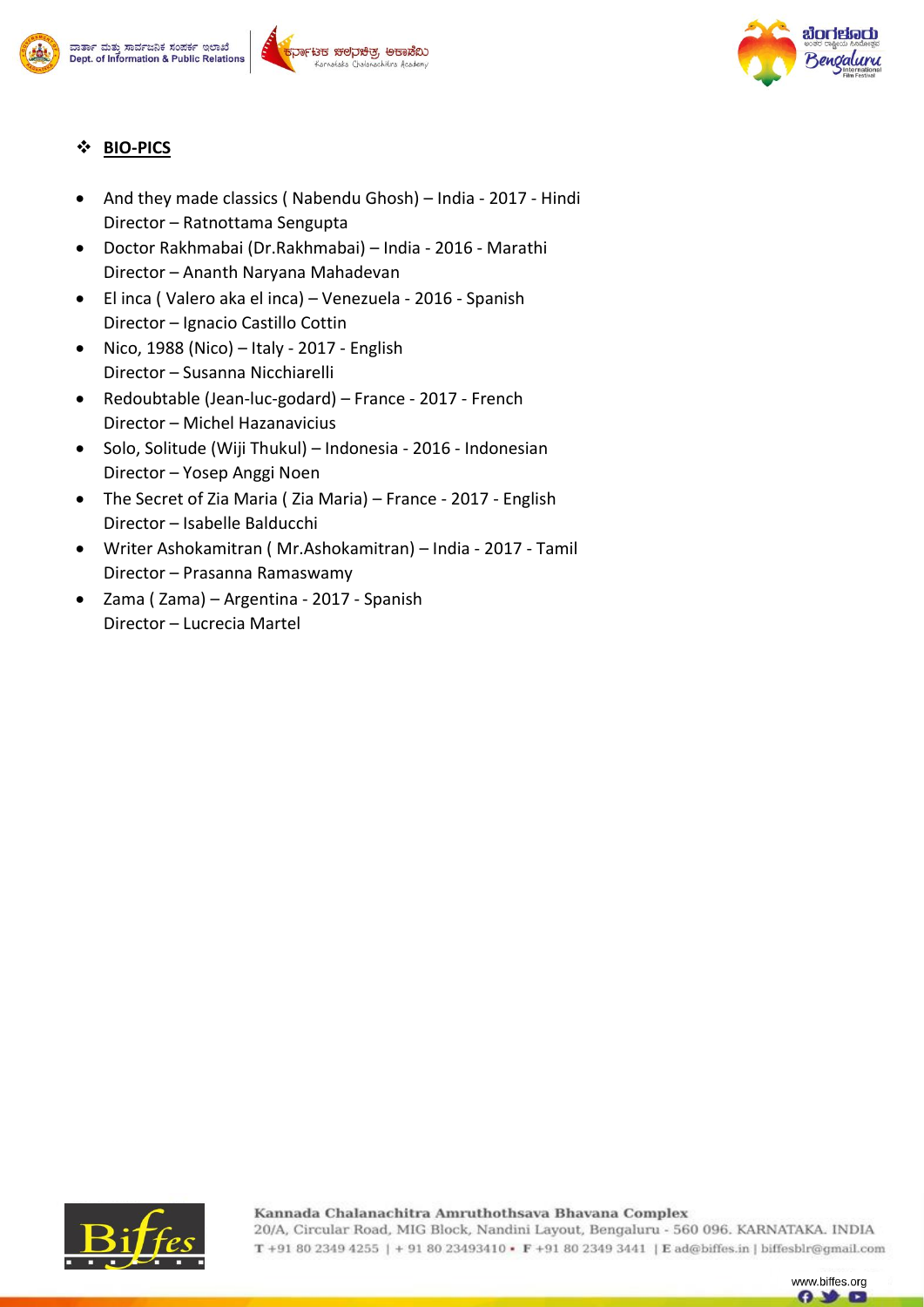## BIO-PICS

- And they made classics ( Nabendu Ghosh) – India - 2017 - Hindi
  Director – Ratnottama Sengupta
- Doctor Rakhmabai (Dr.Rakhmabai) – India - 2016 - Marathi
  Director – Ananth Naryana Mahadevan
- El inca ( Valero aka el inca) – Venezuela - 2016 - Spanish
  Director – Ignacio Castillo Cottin
- Nico, 1988 (Nico) – Italy - 2017 - English
  Director – Susanna Nicchiarelli
- Redoubtable (Jean-luc-godard) – France - 2017 - French
  Director – Michel Hazanavicius
- Solo, Solitude (Wiji Thukul) – Indonesia - 2016 - Indonesian
  Director – Yosep Anggi Noen
- The Secret of Zia Maria ( Zia Maria) – France - 2017 - English
  Director – Isabelle Balducchi
- Writer Ashokamitran ( Mr.Ashokamitran) – India - 2017 - Tamil
  Director – Prasanna Ramaswamy
- Zama ( Zama) – Argentina - 2017 - Spanish
  Director – Lucrecia Martel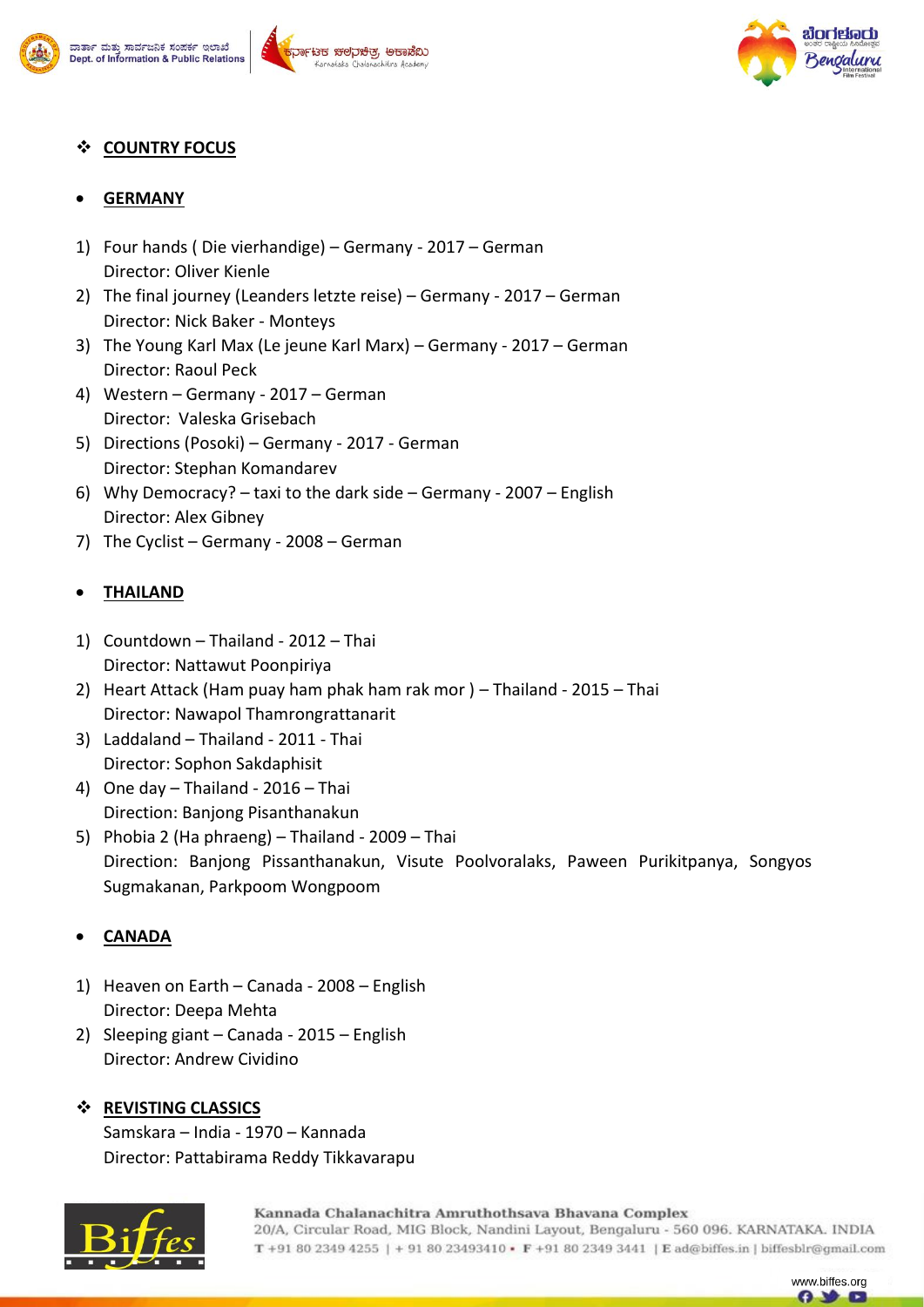## ❖ COUNTRY FOCUS

- **GERMANY**

1) Four hands ( Die vierhandige) – Germany - 2017 – German
   Director: Oliver Kienle
2) The final journey (Leanders letzte reise) – Germany - 2017 – German
   Director: Nick Baker - Monteys
3) The Young Karl Max (Le jeune Karl Marx) – Germany - 2017 – German
   Director: Raoul Peck
4) Western – Germany - 2017 – German
   Director: Valeska Grisebach
5) Directions (Posoki) – Germany - 2017 - German
   Director: Stephan Komandarev
6) Why Democracy? – taxi to the dark side – Germany - 2007 – English
   Director: Alex Gibney
7) The Cyclist – Germany - 2008 – German

- **THAILAND**

1) Countdown – Thailand - 2012 – Thai
   Director: Nattawut Poonpiriya
2) Heart Attack (Ham puay ham phak ham rak mor ) – Thailand - 2015 – Thai
   Director: Nawapol Thamrongrattanarit
3) Laddaland – Thailand - 2011 - Thai
   Director: Sophon Sakdaphisit
4) One day – Thailand - 2016 – Thai
   Direction: Banjong Pisanthanakun
5) Phobia 2 (Ha phraeng) – Thailand - 2009 – Thai
   Direction: Banjong Pissanthanakun, Visute Poolvoralaks, Paween Purikitpanya, Songyos Sugmakanan, Parkpoom Wongpoom

- **CANADA**

1) Heaven on Earth – Canada - 2008 – English
   Director: Deepa Mehta
2) Sleeping giant – Canada - 2015 – English
   Director: Andrew Cividino

## ❖ REVISTING CLASSICS

Samskara – India - 1970 – Kannada
Director: Pattabirama Reddy Tikkavarapu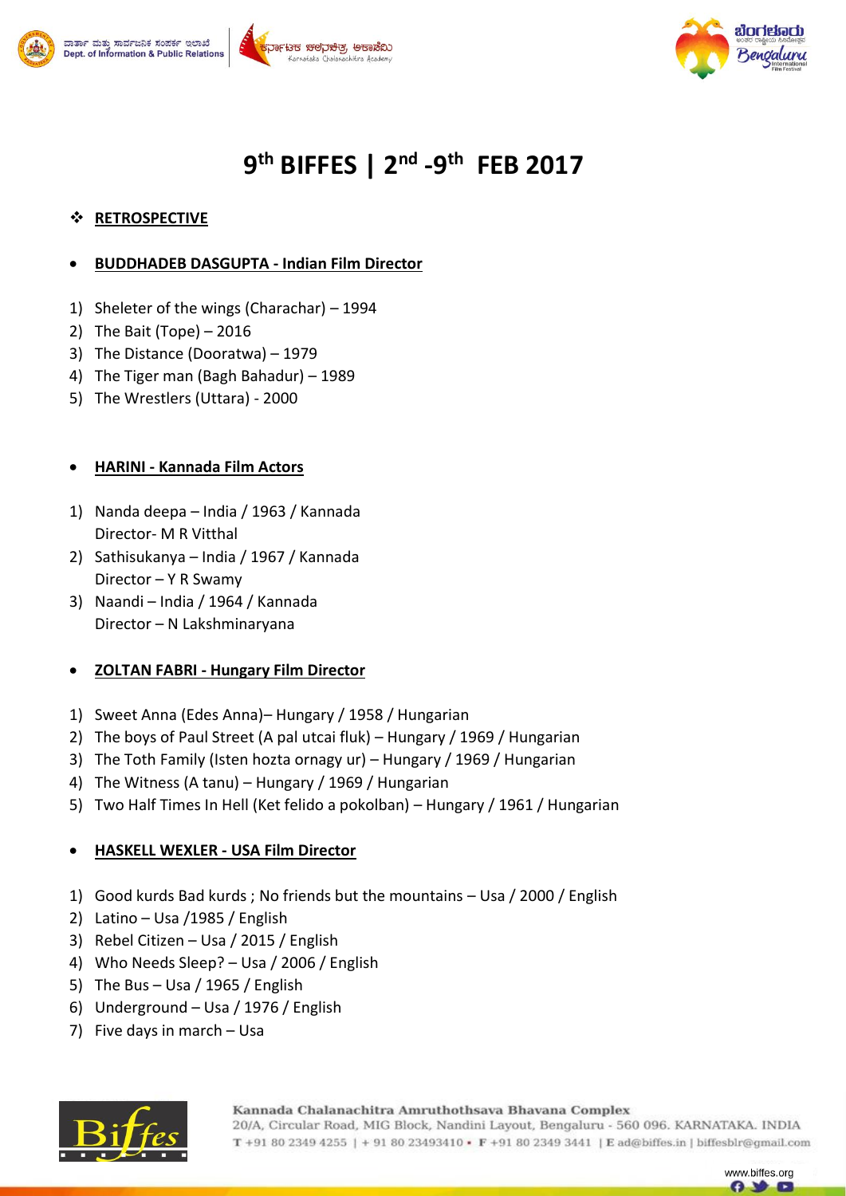# 9th BIFFES | 2nd -9th FEB 2017

## ❖ RETROSPECTIVE

- **BUDDHADEB DASGUPTA - Indian Film Director**

1) Sheleter of the wings (Charachar) – 1994
2) The Bait (Tope) – 2016
3) The Distance (Dooratwa) – 1979
4) The Tiger man (Bagh Bahadur) – 1989
5) The Wrestlers (Uttara) - 2000

- **HARINI - Kannada Film Actors**

1) Nanda deepa – India / 1963 / Kannada
   Director- M R Vitthal
2) Sathisukanya – India / 1967 / Kannada
   Director – Y R Swamy
3) Naandi – India / 1964 / Kannada
   Director – N Lakshminaryana

- **ZOLTAN FABRI - Hungary Film Director**

1) Sweet Anna (Edes Anna)– Hungary / 1958 / Hungarian
2) The boys of Paul Street (A pal utcai fluk) – Hungary / 1969 / Hungarian
3) The Toth Family (Isten hozta ornagy ur) – Hungary / 1969 / Hungarian
4) The Witness (A tanu) – Hungary / 1969 / Hungarian
5) Two Half Times In Hell (Ket felido a pokolban) – Hungary / 1961 / Hungarian

- **HASKELL WEXLER - USA Film Director**

1) Good kurds Bad kurds ; No friends but the mountains – Usa / 2000 / English
2) Latino – Usa /1985 / English
3) Rebel Citizen – Usa / 2015 / English
4) Who Needs Sleep? – Usa / 2006 / English
5) The Bus – Usa / 1965 / English
6) Underground – Usa / 1976 / English
7) Five days in march – Usa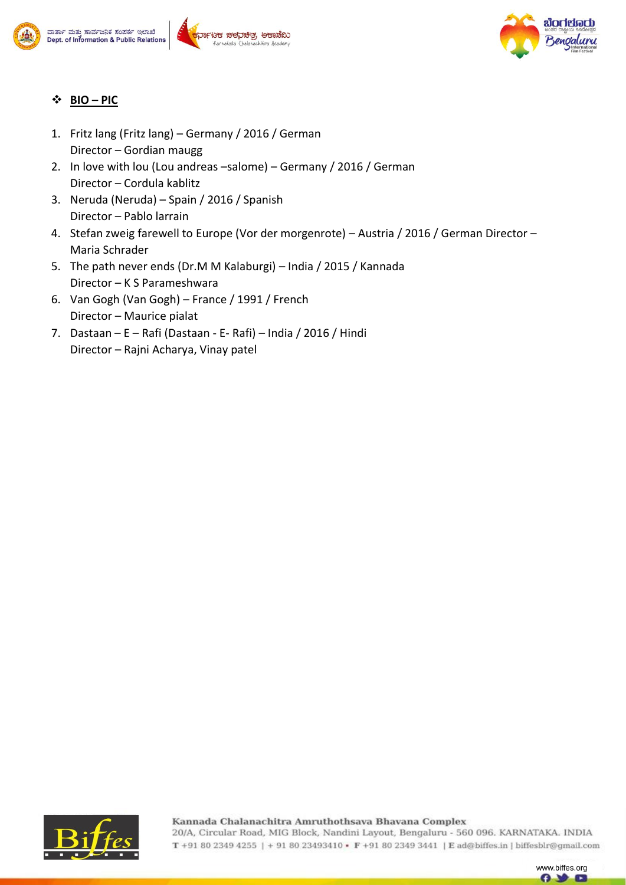## ❖ BIO – PIC

1. Fritz lang (Fritz lang) – Germany / 2016 / German
   Director – Gordian maugg
2. In love with lou (Lou andreas –salome) – Germany / 2016 / German
   Director – Cordula kablitz
3. Neruda (Neruda) – Spain / 2016 / Spanish
   Director – Pablo larrain
4. Stefan zweig farewell to Europe (Vor der morgenrote) – Austria / 2016 / German Director – Maria Schrader
5. The path never ends (Dr.M M Kalaburgi) – India / 2015 / Kannada
   Director – K S Parameshwara
6. Van Gogh (Van Gogh) – France / 1991 / French
   Director – Maurice pialat
7. Dastaan – E – Rafi (Dastaan - E- Rafi) – India / 2016 / Hindi
   Director – Rajni Acharya, Vinay patel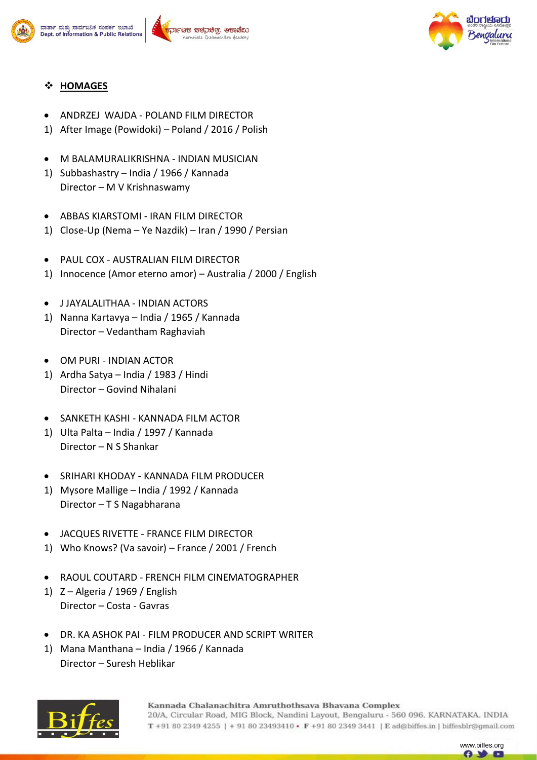## HOMAGES

- ANDRZEJ WAJDA - POLAND FILM DIRECTOR

1) After Image (Powidoki) – Poland / 2016 / Polish

- M BALAMURALIKRISHNA - INDIAN MUSICIAN

1) Subbashastry – India / 1966 / Kannada
   Director – M V Krishnaswamy

- ABBAS KIARSTOMI - IRAN FILM DIRECTOR

1) Close-Up (Nema – Ye Nazdik) – Iran / 1990 / Persian

- PAUL COX - AUSTRALIAN FILM DIRECTOR

1) Innocence (Amor eterno amor) – Australia / 2000 / English

- J JAYALALITHAA - INDIAN ACTORS

1) Nanna Kartavya – India / 1965 / Kannada
   Director – Vedantham Raghaviah

- OM PURI - INDIAN ACTOR

1) Ardha Satya – India / 1983 / Hindi
   Director – Govind Nihalani

- SANKETH KASHI - KANNADA FILM ACTOR

1) Ulta Palta – India / 1997 / Kannada
   Director – N S Shankar

- SRIHARI KHODAY - KANNADA FILM PRODUCER

1) Mysore Mallige – India / 1992 / Kannada
   Director – T S Nagabharana

- JACQUES RIVETTE - FRANCE FILM DIRECTOR

1) Who Knows? (Va savoir) – France / 2001 / French

- RAOUL COUTARD - FRENCH FILM CINEMATOGRAPHER

1) Z – Algeria / 1969 / English
   Director – Costa - Gavras

- DR. KA ASHOK PAI - FILM PRODUCER AND SCRIPT WRITER

1) Mana Manthana – India / 1966 / Kannada
   Director – Suresh Heblikar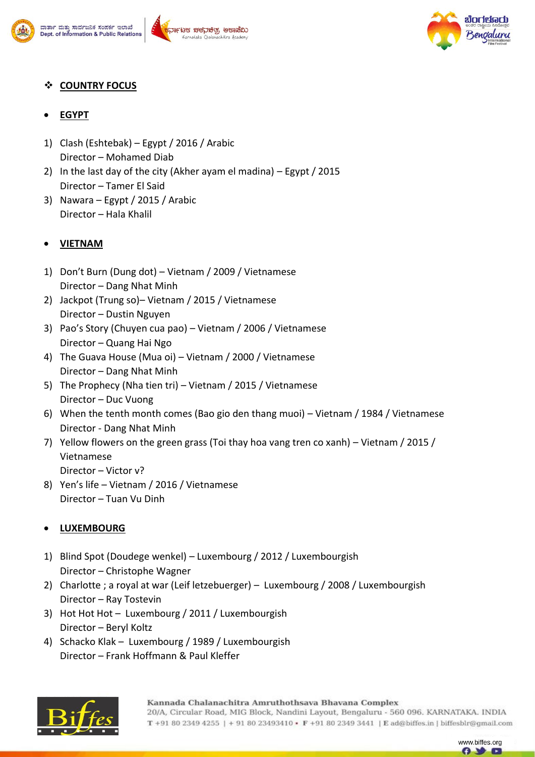## ❖ COUNTRY FOCUS

- **EGYPT**

1) Clash (Eshtebak) – Egypt / 2016 / Arabic
   Director – Mohamed Diab
2) In the last day of the city (Akher ayam el madina) – Egypt / 2015
   Director – Tamer El Said
3) Nawara – Egypt / 2015 / Arabic
   Director – Hala Khalil

- **VIETNAM**

1) Don't Burn (Dung dot) – Vietnam / 2009 / Vietnamese
   Director – Dang Nhat Minh
2) Jackpot (Trung so)– Vietnam / 2015 / Vietnamese
   Director – Dustin Nguyen
3) Pao's Story (Chuyen cua pao) – Vietnam / 2006 / Vietnamese
   Director – Quang Hai Ngo
4) The Guava House (Mua oi) – Vietnam / 2000 / Vietnamese
   Director – Dang Nhat Minh
5) The Prophecy (Nha tien tri) – Vietnam / 2015 / Vietnamese
   Director – Duc Vuong
6) When the tenth month comes (Bao gio den thang muoi) – Vietnam / 1984 / Vietnamese
   Director - Dang Nhat Minh
7) Yellow flowers on the green grass (Toi thay hoa vang tren co xanh) – Vietnam / 2015 / Vietnamese
   Director – Victor v?
8) Yen's life – Vietnam / 2016 / Vietnamese
   Director – Tuan Vu Dinh

- **LUXEMBOURG**

1) Blind Spot (Doudege wenkel) – Luxembourg / 2012 / Luxembourgish
   Director – Christophe Wagner
2) Charlotte ; a royal at war (Leif letzebuerger) – Luxembourg / 2008 / Luxembourgish
   Director – Ray Tostevin
3) Hot Hot Hot – Luxembourg / 2011 / Luxembourgish
   Director – Beryl Koltz
4) Schacko Klak – Luxembourg / 1989 / Luxembourgish
   Director – Frank Hoffmann & Paul Kleffer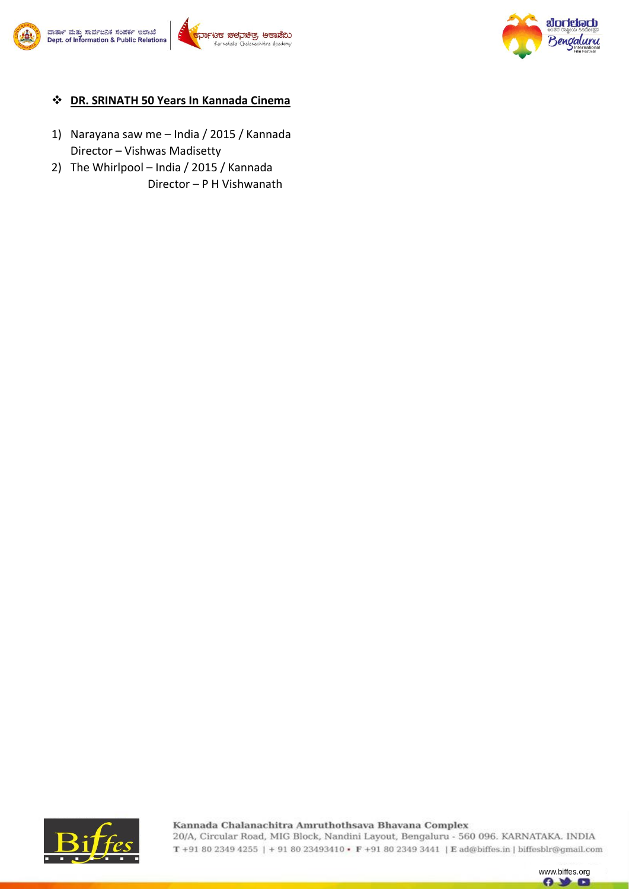- **DR. SRINATH 50 Years In Kannada Cinema**

1) Narayana saw me – India / 2015 / Kannada
   Director – Vishwas Madisetty
2) The Whirlpool – India / 2015 / Kannada
   Director – P H Vishwanath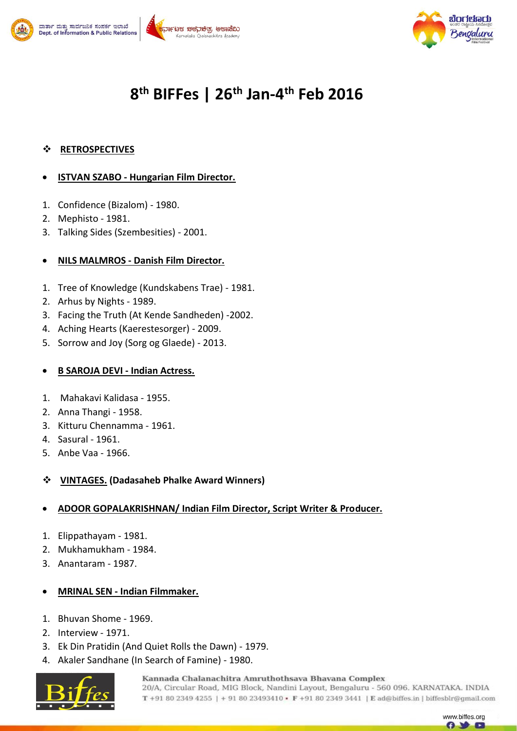# 8th BIFFes | 26th Jan-4th Feb 2016

- **RETROSPECTIVES**

- **ISTVAN SZABO - Hungarian Film Director.**

1. Confidence (Bizalom) - 1980.
2. Mephisto - 1981.
3. Talking Sides (Szembesities) - 2001.

- **NILS MALMROS - Danish Film Director.**

1. Tree of Knowledge (Kundskabens Trae) - 1981.
2. Arhus by Nights - 1989.
3. Facing the Truth (At Kende Sandheden) -2002.
4. Aching Hearts (Kaerestesorger) - 2009.
5. Sorrow and Joy (Sorg og Glaede) - 2013.

- **B SAROJA DEVI - Indian Actress.**

1. Mahakavi Kalidasa - 1955.
2. Anna Thangi - 1958.
3. Kitturu Chennamma - 1961.
4. Sasural - 1961.
5. Anbe Vaa - 1966.

- **VINTAGES. (Dadasaheb Phalke Award Winners)**

- **ADOOR GOPALAKRISHNAN/ Indian Film Director, Script Writer & Producer.**

1. Elippathayam - 1981.
2. Mukhamukham - 1984.
3. Anantaram - 1987.

- **MRINAL SEN - Indian Filmmaker.**

1. Bhuvan Shome - 1969.
2. Interview - 1971.
3. Ek Din Pratidin (And Quiet Rolls the Dawn) - 1979.
4. Akaler Sandhane (In Search of Famine) - 1980.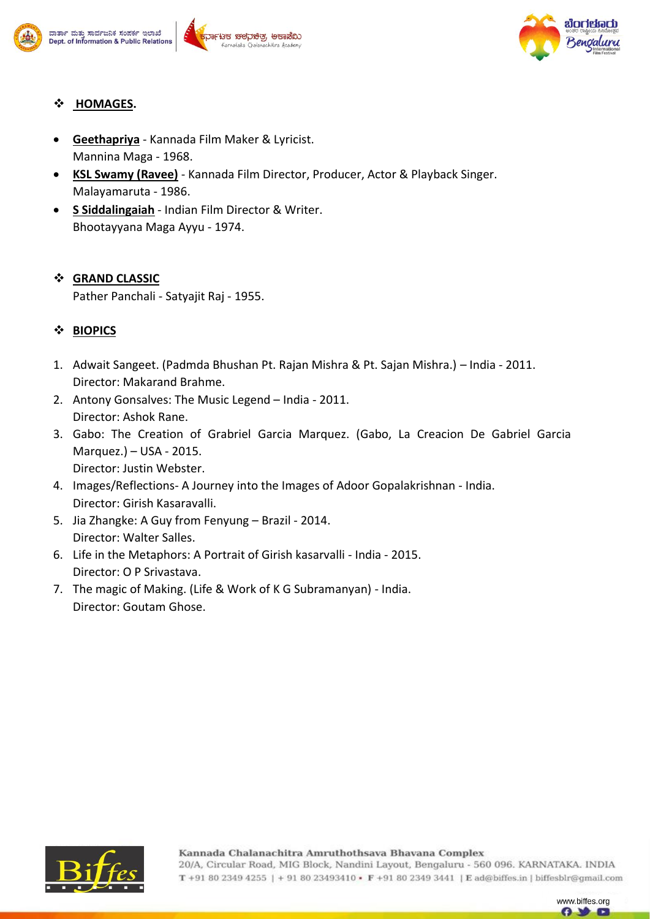## ❖ HOMAGES.

- **Geethapriya** - Kannada Film Maker & Lyricist.
  Mannina Maga - 1968.
- **KSL Swamy (Ravee)** - Kannada Film Director, Producer, Actor & Playback Singer.
  Malayamaruta - 1986.
- **S Siddalingaiah** - Indian Film Director & Writer.
  Bhootayyana Maga Ayyu - 1974.

## ❖ GRAND CLASSIC

Pather Panchali - Satyajit Raj - 1955.

## ❖ BIOPICS

1. Adwait Sangeet. (Padmda Bhushan Pt. Rajan Mishra & Pt. Sajan Mishra.) – India - 2011.
   Director: Makarand Brahme.
2. Antony Gonsalves: The Music Legend – India - 2011.
   Director: Ashok Rane.
3. Gabo: The Creation of Grabriel Garcia Marquez. (Gabo, La Creacion De Gabriel Garcia Marquez.) – USA - 2015.
   Director: Justin Webster.
4. Images/Reflections- A Journey into the Images of Adoor Gopalakrishnan - India.
   Director: Girish Kasaravalli.
5. Jia Zhangke: A Guy from Fenyung – Brazil - 2014.
   Director: Walter Salles.
6. Life in the Metaphors: A Portrait of Girish kasarvalli - India - 2015.
   Director: O P Srivastava.
7. The magic of Making. (Life & Work of K G Subramanyan) - India.
   Director: Goutam Ghose.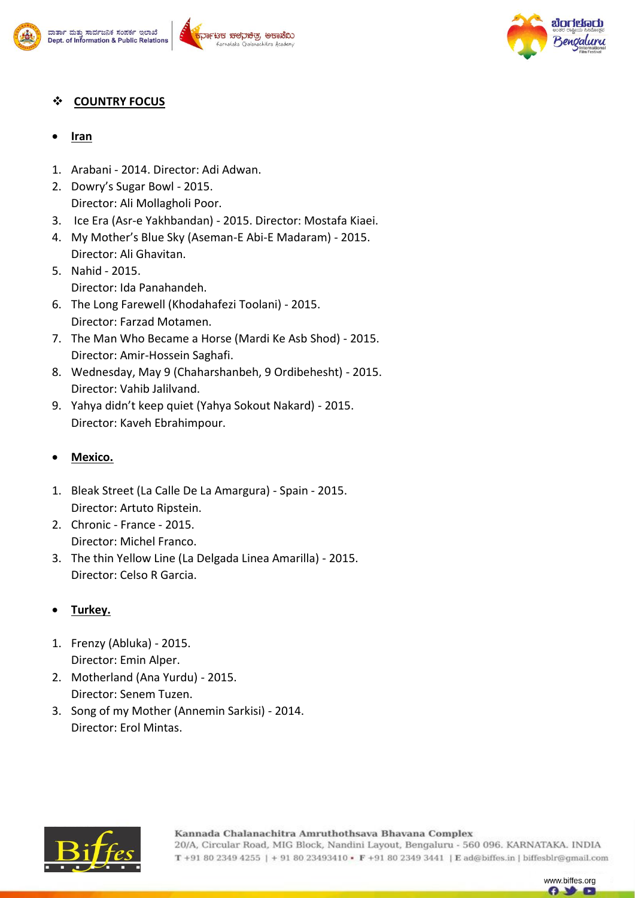## ❖ COUNTRY FOCUS

- **Iran**

1. Arabani - 2014. Director: Adi Adwan.
2. Dowry's Sugar Bowl - 2015.
   Director: Ali Mollagholi Poor.
3. Ice Era (Asr-e Yakhbandan) - 2015. Director: Mostafa Kiaei.
4. My Mother's Blue Sky (Aseman-E Abi-E Madaram) - 2015.
   Director: Ali Ghavitan.
5. Nahid - 2015.
   Director: Ida Panahandeh.
6. The Long Farewell (Khodahafezi Toolani) - 2015.
   Director: Farzad Motamen.
7. The Man Who Became a Horse (Mardi Ke Asb Shod) - 2015.
   Director: Amir-Hossein Saghafi.
8. Wednesday, May 9 (Chaharshanbeh, 9 Ordibehesht) - 2015.
   Director: Vahib Jalilvand.
9. Yahya didn't keep quiet (Yahya Sokout Nakard) - 2015.
   Director: Kaveh Ebrahimpour.

- **Mexico.**

1. Bleak Street (La Calle De La Amargura) - Spain - 2015.
   Director: Artuto Ripstein.
2. Chronic - France - 2015.
   Director: Michel Franco.
3. The thin Yellow Line (La Delgada Linea Amarilla) - 2015.
   Director: Celso R Garcia.

- **Turkey.**

1. Frenzy (Abluka) - 2015.
   Director: Emin Alper.
2. Motherland (Ana Yurdu) - 2015.
   Director: Senem Tuzen.
3. Song of my Mother (Annemin Sarkisi) - 2014.
   Director: Erol Mintas.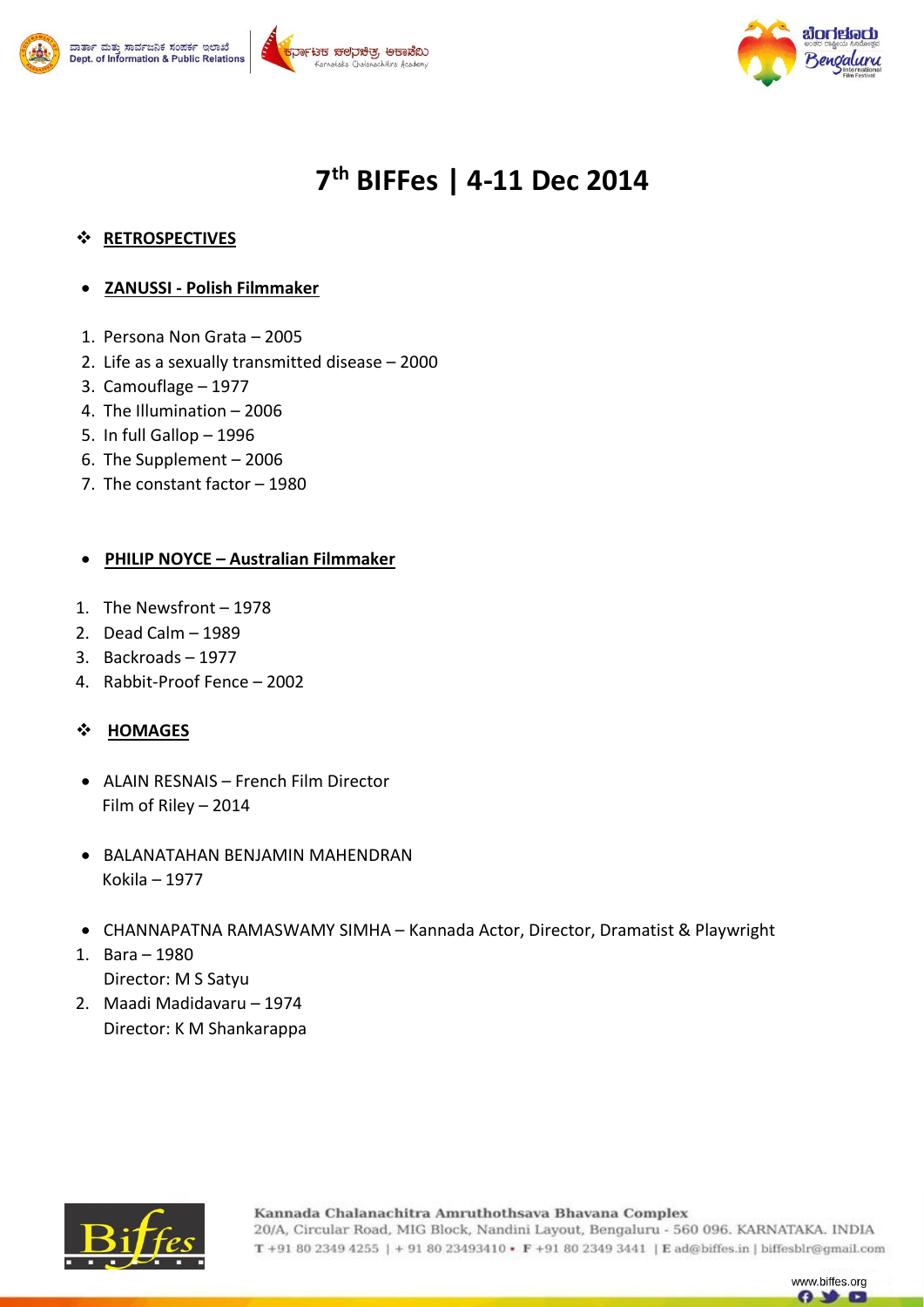# 7th BIFFes | 4-11 Dec 2014

## ❖ RETROSPECTIVES

- **ZANUSSI - Polish Filmmaker**

1. Persona Non Grata – 2005
2. Life as a sexually transmitted disease – 2000
3. Camouflage – 1977
4. The Illumination – 2006
5. In full Gallop – 1996
6. The Supplement – 2006
7. The constant factor – 1980

- **PHILIP NOYCE – Australian Filmmaker**

1. The Newsfront – 1978
2. Dead Calm – 1989
3. Backroads – 1977
4. Rabbit-Proof Fence – 2002

## ❖ HOMAGES

- ALAIN RESNAIS – French Film Director
  Film of Riley – 2014

- BALANATAHAN BENJAMIN MAHENDRAN
  Kokila – 1977

- CHANNAPATNA RAMASWAMY SIMHA – Kannada Actor, Director, Dramatist & Playwright

1. Bara – 1980
   Director: M S Satyu
2. Maadi Madidavaru – 1974
   Director: K M Shankarappa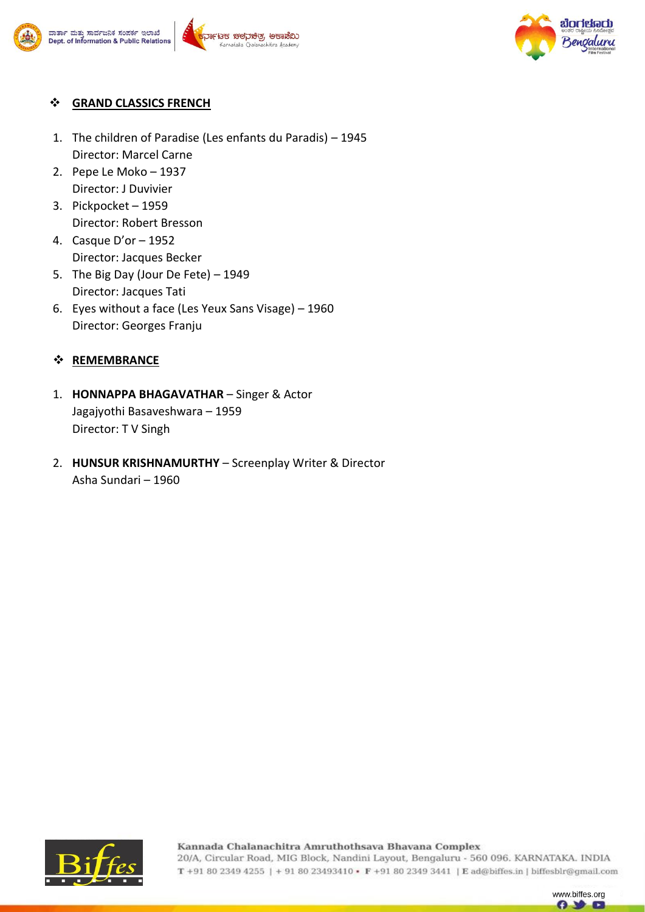## GRAND CLASSICS FRENCH

1. The children of Paradise (Les enfants du Paradis) – 1945
   Director: Marcel Carne
2. Pepe Le Moko – 1937
   Director: J Duvivier
3. Pickpocket – 1959
   Director: Robert Bresson
4. Casque D'or – 1952
   Director: Jacques Becker
5. The Big Day (Jour De Fete) – 1949
   Director: Jacques Tati
6. Eyes without a face (Les Yeux Sans Visage) – 1960
   Director: Georges Franju

## REMEMBRANCE

1. **HONNAPPA BHAGAVATHAR** – Singer & Actor
   Jagajyothi Basaveshwara – 1959
   Director: T V Singh

2. **HUNSUR KRISHNAMURTHY** – Screenplay Writer & Director
   Asha Sundari – 1960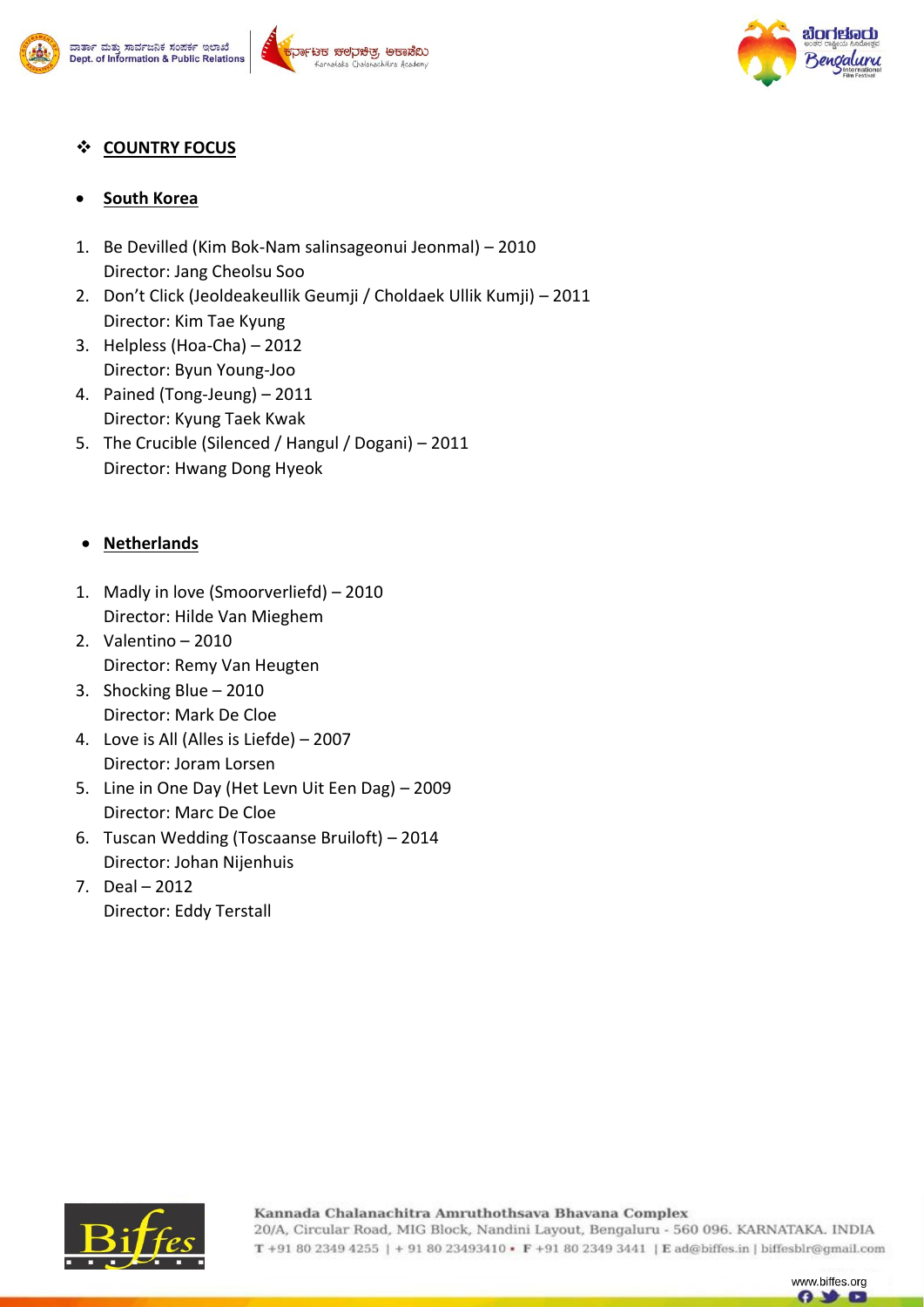## ❖ COUNTRY FOCUS

- **South Korea**

1. Be Devilled (Kim Bok-Nam salinsageonui Jeonmal) – 2010
   Director: Jang Cheolsu Soo
2. Don't Click (Jeoldeakeullik Geumji / Choldaek Ullik Kumji) – 2011
   Director: Kim Tae Kyung
3. Helpless (Hoa-Cha) – 2012
   Director: Byun Young-Joo
4. Pained (Tong-Jeung) – 2011
   Director: Kyung Taek Kwak
5. The Crucible (Silenced / Hangul / Dogani) – 2011
   Director: Hwang Dong Hyeok

- **Netherlands**

1. Madly in love (Smoorverliefd) – 2010
   Director: Hilde Van Mieghem
2. Valentino – 2010
   Director: Remy Van Heugten
3. Shocking Blue – 2010
   Director: Mark De Cloe
4. Love is All (Alles is Liefde) – 2007
   Director: Joram Lorsen
5. Line in One Day (Het Levn Uit Een Dag) – 2009
   Director: Marc De Cloe
6. Tuscan Wedding (Toscaanse Bruiloft) – 2014
   Director: Johan Nijenhuis
7. Deal – 2012
   Director: Eddy Terstall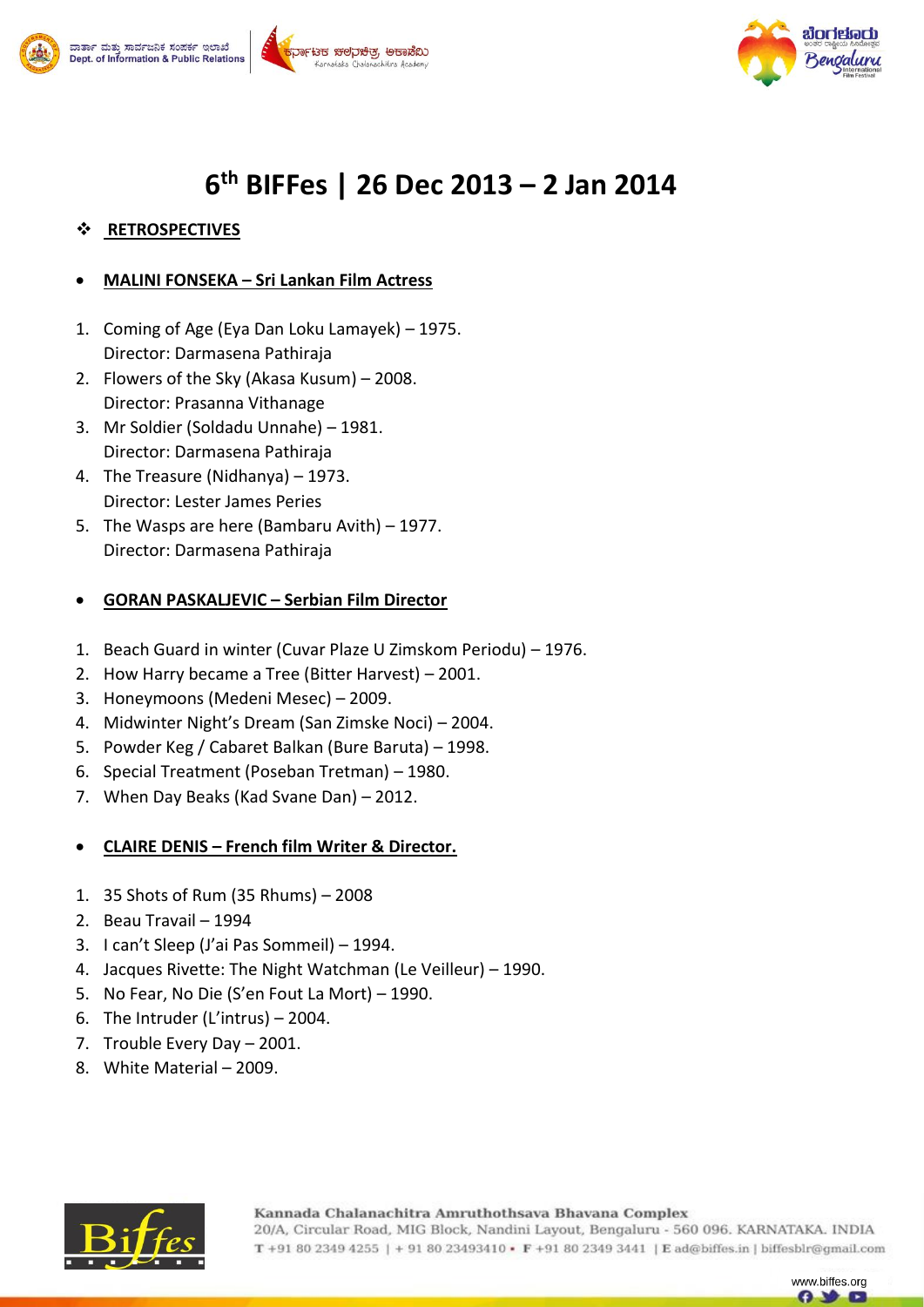# 6th BIFFes | 26 Dec 2013 – 2 Jan 2014

❖ **RETROSPECTIVES**

- **MALINI FONSEKA – Sri Lankan Film Actress**

1. Coming of Age (Eya Dan Loku Lamayek) – 1975.
   Director: Darmasena Pathiraja
2. Flowers of the Sky (Akasa Kusum) – 2008.
   Director: Prasanna Vithanage
3. Mr Soldier (Soldadu Unnahe) – 1981.
   Director: Darmasena Pathiraja
4. The Treasure (Nidhanya) – 1973.
   Director: Lester James Peries
5. The Wasps are here (Bambaru Avith) – 1977.
   Director: Darmasena Pathiraja

- **GORAN PASKALJEVIC – Serbian Film Director**

1. Beach Guard in winter (Cuvar Plaze U Zimskom Periodu) – 1976.
2. How Harry became a Tree (Bitter Harvest) – 2001.
3. Honeymoons (Medeni Mesec) – 2009.
4. Midwinter Night's Dream (San Zimske Noci) – 2004.
5. Powder Keg / Cabaret Balkan (Bure Baruta) – 1998.
6. Special Treatment (Poseban Tretman) – 1980.
7. When Day Beaks (Kad Svane Dan) – 2012.

- **CLAIRE DENIS – French film Writer & Director.**

1. 35 Shots of Rum (35 Rhums) – 2008
2. Beau Travail – 1994
3. I can't Sleep (J'ai Pas Sommeil) – 1994.
4. Jacques Rivette: The Night Watchman (Le Veilleur) – 1990.
5. No Fear, No Die (S'en Fout La Mort) – 1990.
6. The Intruder (L'intrus) – 2004.
7. Trouble Every Day – 2001.
8. White Material – 2009.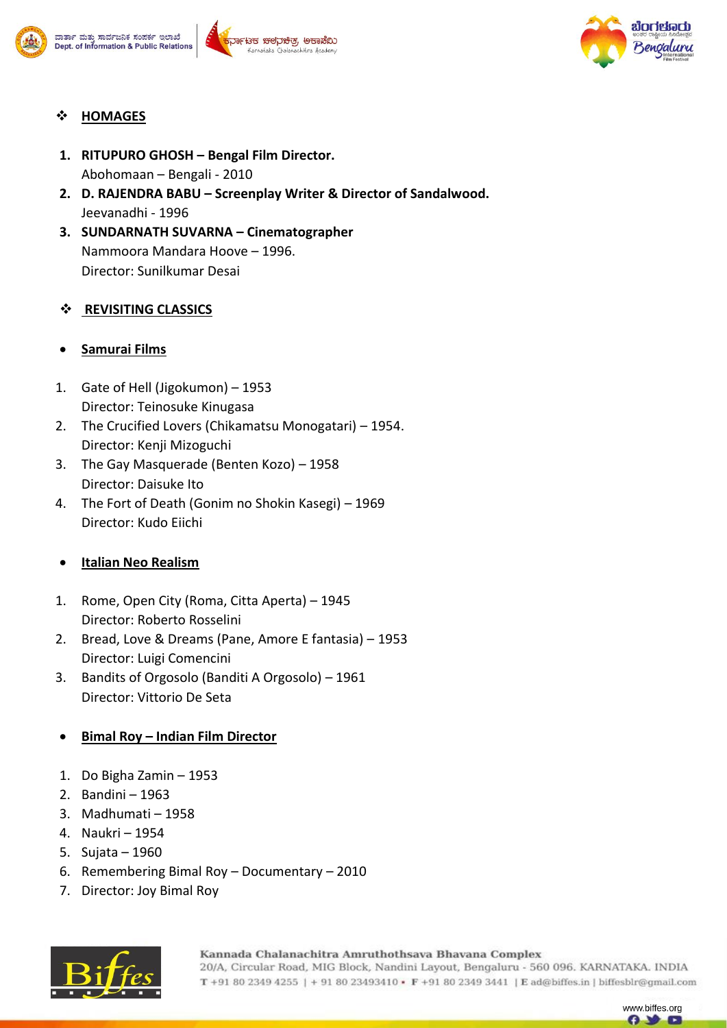## ❖ HOMAGES

1. **RITUPURO GHOSH – Bengal Film Director.**
   Abohomaan – Bengali - 2010
2. **D. RAJENDRA BABU – Screenplay Writer & Director of Sandalwood.**
   Jeevanadhi - 1996
3. **SUNDARNATH SUVARNA – Cinematographer**
   Nammoora Mandara Hoove – 1996.
   Director: Sunilkumar Desai

## ❖ REVISITING CLASSICS

- **Samurai Films**

1. Gate of Hell (Jigokumon) – 1953
   Director: Teinosuke Kinugasa
2. The Crucified Lovers (Chikamatsu Monogatari) – 1954.
   Director: Kenji Mizoguchi
3. The Gay Masquerade (Benten Kozo) – 1958
   Director: Daisuke Ito
4. The Fort of Death (Gonim no Shokin Kasegi) – 1969
   Director: Kudo Eiichi

- **Italian Neo Realism**

1. Rome, Open City (Roma, Citta Aperta) – 1945
   Director: Roberto Rosselini
2. Bread, Love & Dreams (Pane, Amore E fantasia) – 1953
   Director: Luigi Comencini
3. Bandits of Orgosolo (Banditi A Orgosolo) – 1961
   Director: Vittorio De Seta

- **Bimal Roy – Indian Film Director**

1. Do Bigha Zamin – 1953
2. Bandini – 1963
3. Madhumati – 1958
4. Naukri – 1954
5. Sujata – 1960
6. Remembering Bimal Roy – Documentary – 2010
7. Director: Joy Bimal Roy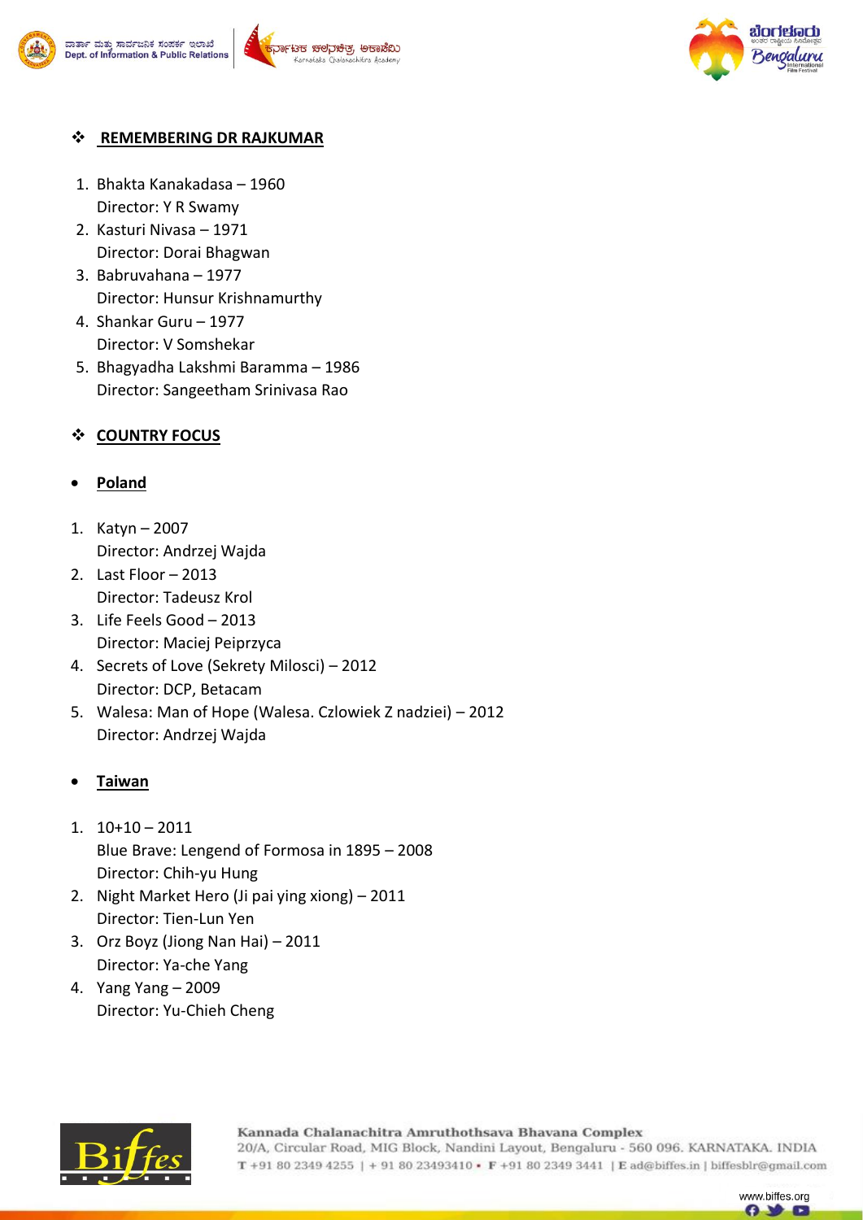## ❖ REMEMBERING DR RAJKUMAR

1. Bhakta Kanakadasa – 1960
   Director: Y R Swamy
2. Kasturi Nivasa – 1971
   Director: Dorai Bhagwan
3. Babruvahana – 1977
   Director: Hunsur Krishnamurthy
4. Shankar Guru – 1977
   Director: V Somshekar
5. Bhagyadha Lakshmi Baramma – 1986
   Director: Sangeetham Srinivasa Rao

## ❖ COUNTRY FOCUS

- **Poland**

1. Katyn – 2007
   Director: Andrzej Wajda
2. Last Floor – 2013
   Director: Tadeusz Krol
3. Life Feels Good – 2013
   Director: Maciej Peiprzyca
4. Secrets of Love (Sekrety Milosci) – 2012
   Director: DCP, Betacam
5. Walesa: Man of Hope (Walesa. Czlowiek Z nadziei) – 2012
   Director: Andrzej Wajda

- **Taiwan**

1. 10+10 – 2011
   Blue Brave: Lengend of Formosa in 1895 – 2008
   Director: Chih-yu Hung
2. Night Market Hero (Ji pai ying xiong) – 2011
   Director: Tien-Lun Yen
3. Orz Boyz (Jiong Nan Hai) – 2011
   Director: Ya-che Yang
4. Yang Yang – 2009
   Director: Yu-Chieh Cheng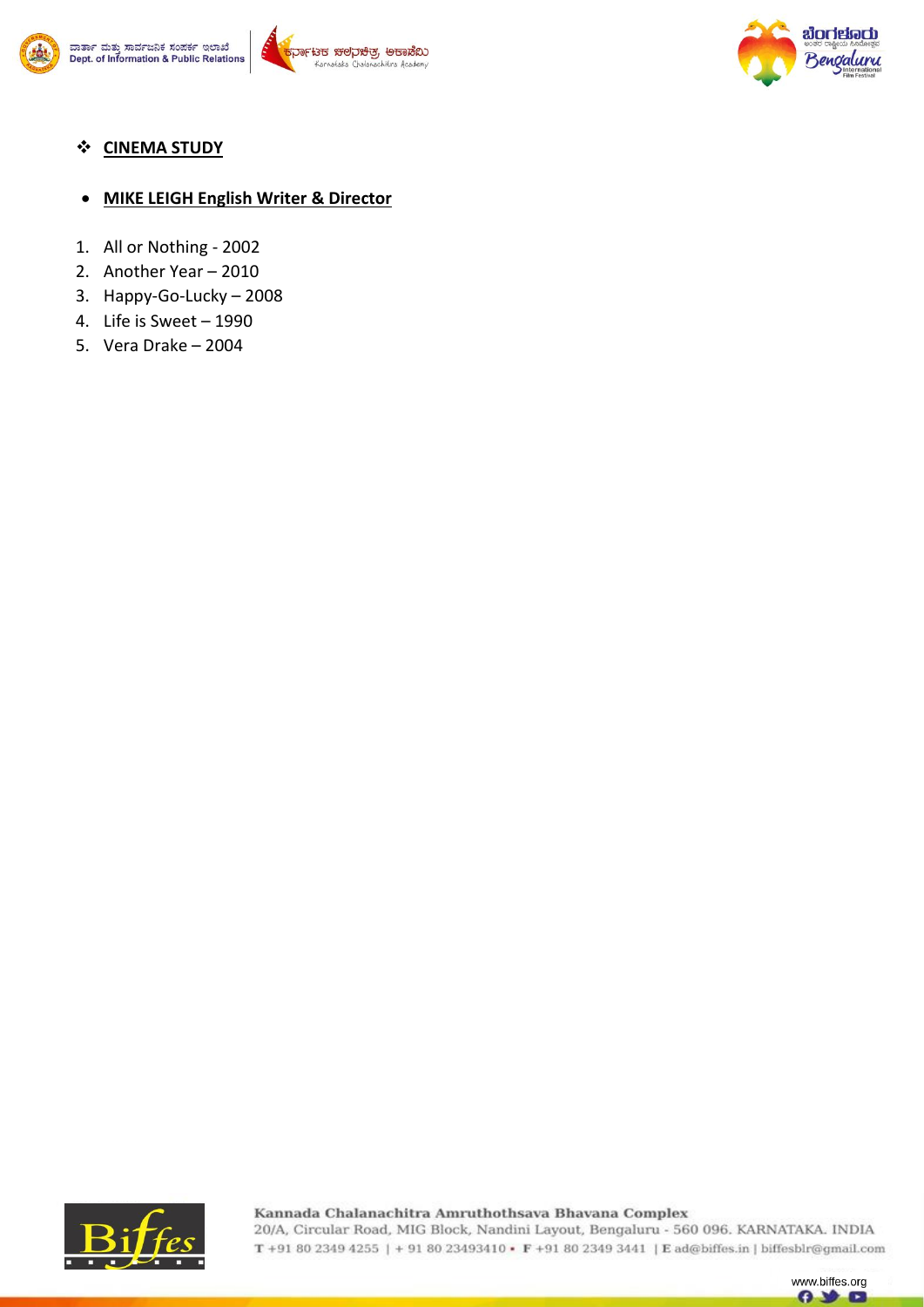## ❖ **CINEMA STUDY**

- **MIKE LEIGH English Writer & Director**

1. All or Nothing - 2002
2. Another Year – 2010
3. Happy-Go-Lucky – 2008
4. Life is Sweet – 1990
5. Vera Drake – 2004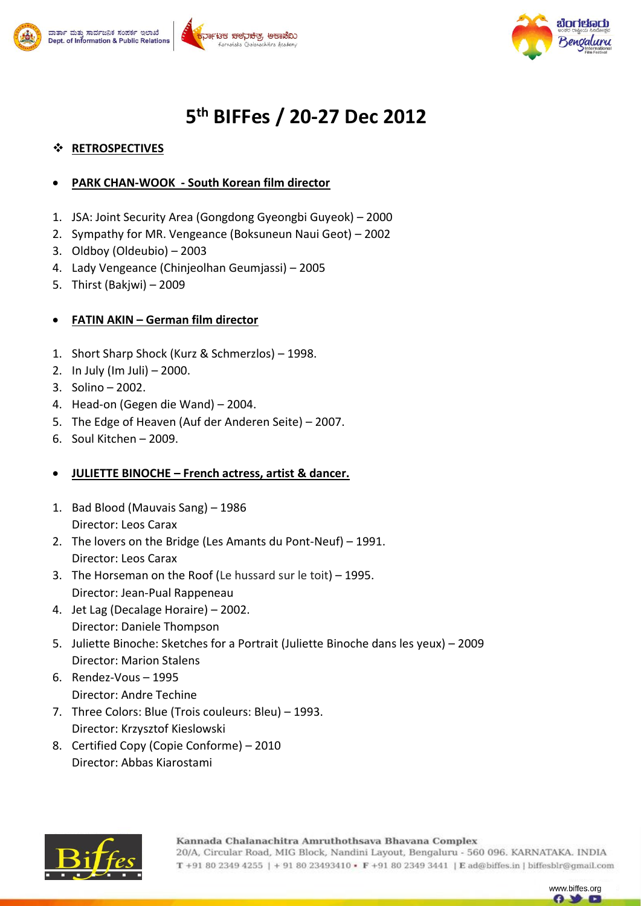# 5th BIFFes / 20-27 Dec 2012

## ❖ RETROSPECTIVES

- **PARK CHAN-WOOK - South Korean film director**

1. JSA: Joint Security Area (Gongdong Gyeongbi Guyeok) – 2000
2. Sympathy for MR. Vengeance (Boksuneun Naui Geot) – 2002
3. Oldboy (Oldeubio) – 2003
4. Lady Vengeance (Chinjeolhan Geumjassi) – 2005
5. Thirst (Bakjwi) – 2009

- **FATIN AKIN – German film director**

1. Short Sharp Shock (Kurz & Schmerzlos) – 1998.
2. In July (Im Juli) – 2000.
3. Solino – 2002.
4. Head-on (Gegen die Wand) – 2004.
5. The Edge of Heaven (Auf der Anderen Seite) – 2007.
6. Soul Kitchen – 2009.

- **JULIETTE BINOCHE – French actress, artist & dancer.**

1. Bad Blood (Mauvais Sang) – 1986
   Director: Leos Carax
2. The lovers on the Bridge (Les Amants du Pont-Neuf) – 1991.
   Director: Leos Carax
3. The Horseman on the Roof (Le hussard sur le toit) – 1995.
   Director: Jean-Pual Rappeneau
4. Jet Lag (Decalage Horaire) – 2002.
   Director: Daniele Thompson
5. Juliette Binoche: Sketches for a Portrait (Juliette Binoche dans les yeux) – 2009
   Director: Marion Stalens
6. Rendez-Vous – 1995
   Director: Andre Techine
7. Three Colors: Blue (Trois couleurs: Bleu) – 1993.
   Director: Krzysztof Kieslowski
8. Certified Copy (Copie Conforme) – 2010
   Director: Abbas Kiarostami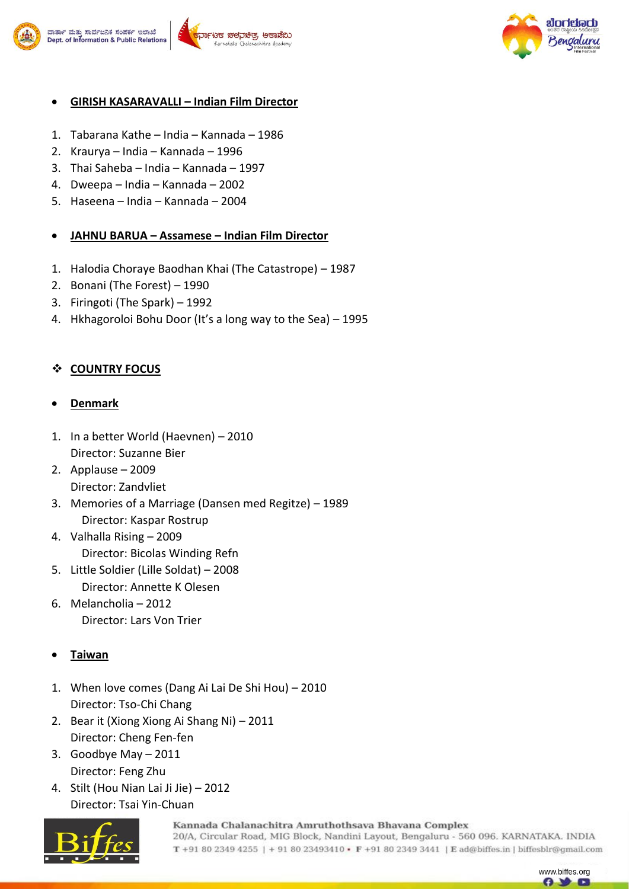- **GIRISH KASARAVALLI – Indian Film Director**

1. Tabarana Kathe – India – Kannada – 1986
2. Kraurya – India – Kannada – 1996
3. Thai Saheba – India – Kannada – 1997
4. Dweepa – India – Kannada – 2002
5. Haseena – India – Kannada – 2004

- **JAHNU BARUA – Assamese – Indian Film Director**

1. Halodia Choraye Baodhan Khai (The Catastrope) – 1987
2. Bonani (The Forest) – 1990
3. Firingoti (The Spark) – 1992
4. Hkhagoroloi Bohu Door (It's a long way to the Sea) – 1995

## COUNTRY FOCUS

- **Denmark**

1. In a better World (Haevnen) – 2010
   Director: Suzanne Bier
2. Applause – 2009
   Director: Zandvliet
3. Memories of a Marriage (Dansen med Regitze) – 1989
   Director: Kaspar Rostrup
4. Valhalla Rising – 2009
   Director: Bicolas Winding Refn
5. Little Soldier (Lille Soldat) – 2008
   Director: Annette K Olesen
6. Melancholia – 2012
   Director: Lars Von Trier

- **Taiwan**

1. When love comes (Dang Ai Lai De Shi Hou) – 2010
   Director: Tso-Chi Chang
2. Bear it (Xiong Xiong Ai Shang Ni) – 2011
   Director: Cheng Fen-fen
3. Goodbye May – 2011
   Director: Feng Zhu
4. Stilt (Hou Nian Lai Ji Jie) – 2012
   Director: Tsai Yin-Chuan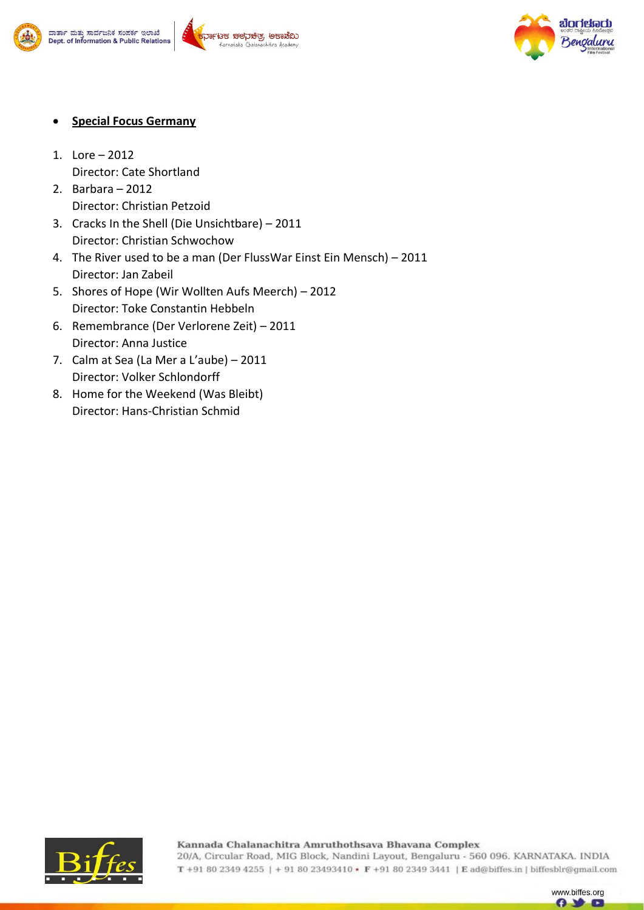- **Special Focus Germany**

1. Lore – 2012
   Director: Cate Shortland
2. Barbara – 2012
   Director: Christian Petzoid
3. Cracks In the Shell (Die Unsichtbare) – 2011
   Director: Christian Schwochow
4. The River used to be a man (Der FlussWar Einst Ein Mensch) – 2011
   Director: Jan Zabeil
5. Shores of Hope (Wir Wollten Aufs Meerch) – 2012
   Director: Toke Constantin Hebbeln
6. Remembrance (Der Verlorene Zeit) – 2011
   Director: Anna Justice
7. Calm at Sea (La Mer a L'aube) – 2011
   Director: Volker Schlondorff
8. Home for the Weekend (Was Bleibt)
   Director: Hans-Christian Schmid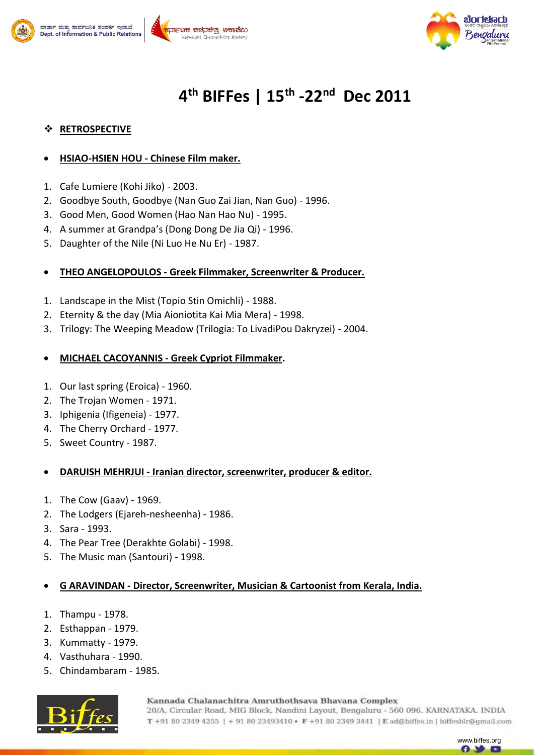# 4th BIFFes | 15th -22nd Dec 2011

## ❖ RETROSPECTIVE

- **HSIAO-HSIEN HOU - Chinese Film maker.**

1. Cafe Lumiere (Kohi Jiko) - 2003.
2. Goodbye South, Goodbye (Nan Guo Zai Jian, Nan Guo) - 1996.
3. Good Men, Good Women (Hao Nan Hao Nu) - 1995.
4. A summer at Grandpa's (Dong Dong De Jia Qi) - 1996.
5. Daughter of the Nile (Ni Luo He Nu Er) - 1987.

- **THEO ANGELOPOULOS - Greek Filmmaker, Screenwriter & Producer.**

1. Landscape in the Mist (Topio Stin Omichli) - 1988.
2. Eternity & the day (Mia Aioniotita Kai Mia Mera) - 1998.
3. Trilogy: The Weeping Meadow (Trilogia: To LivadiPou Dakryzei) - 2004.

- **MICHAEL CACOYANNIS - Greek Cypriot Filmmaker.**

1. Our last spring (Eroica) - 1960.
2. The Trojan Women - 1971.
3. Iphigenia (Ifigeneia) - 1977.
4. The Cherry Orchard - 1977.
5. Sweet Country - 1987.

- **DARUISH MEHRJUI - Iranian director, screenwriter, producer & editor.**

1. The Cow (Gaav) - 1969.
2. The Lodgers (Ejareh-nesheenha) - 1986.
3. Sara - 1993.
4. The Pear Tree (Derakhte Golabi) - 1998.
5. The Music man (Santouri) - 1998.

- **G ARAVINDAN - Director, Screenwriter, Musician & Cartoonist from Kerala, India.**

1. Thampu - 1978.
2. Esthappan - 1979.
3. Kummatty - 1979.
4. Vasthuhara - 1990.
5. Chindambaram - 1985.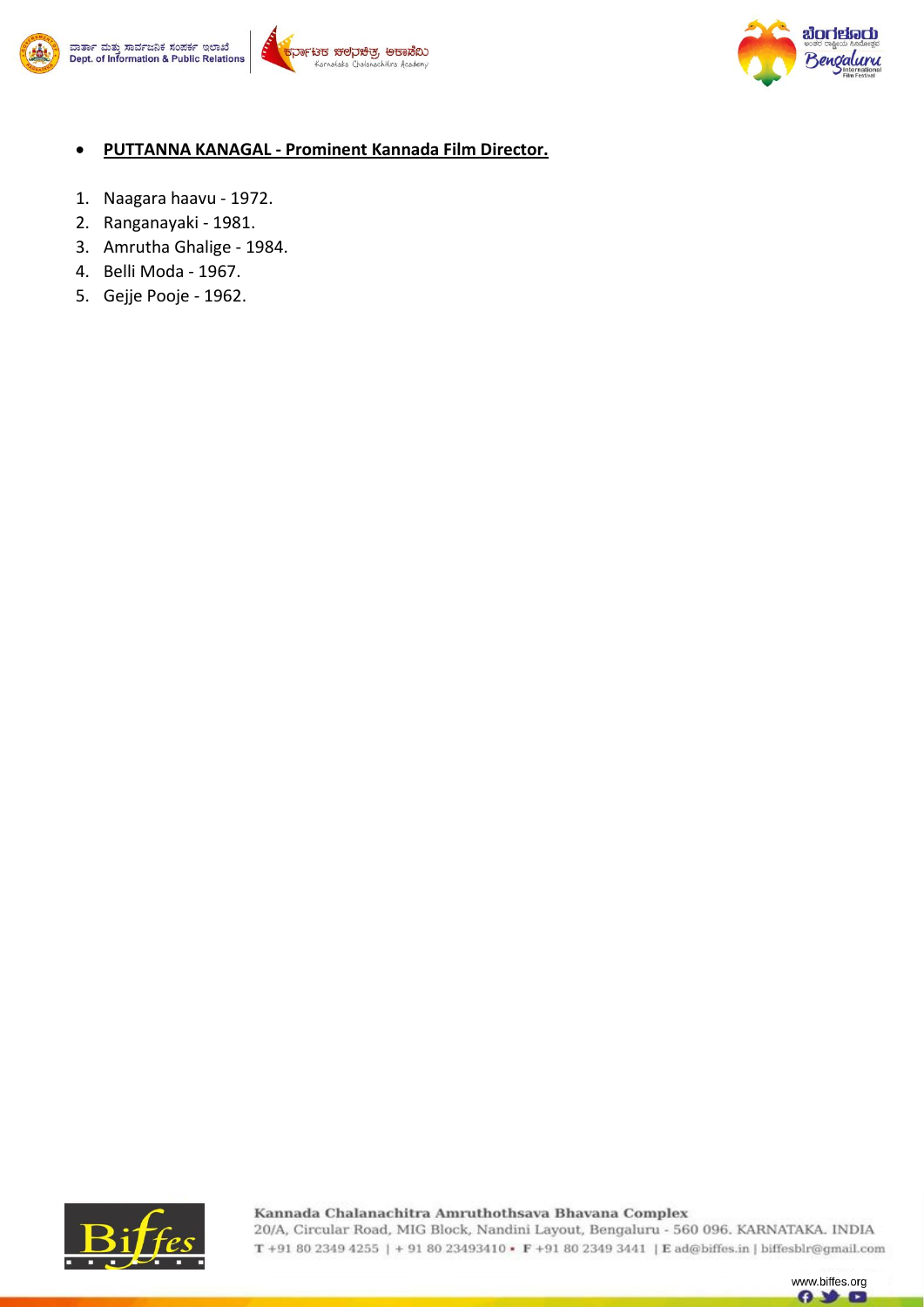- **PUTTANNA KANAGAL - Prominent Kannada Film Director.**

1. Naagara haavu - 1972.
2. Ranganayaki - 1981.
3. Amrutha Ghalige - 1984.
4. Belli Moda - 1967.
5. Gejje Pooje - 1962.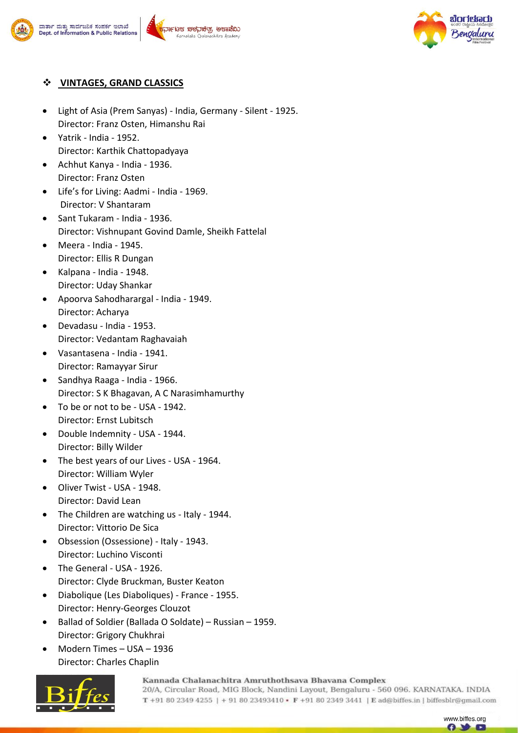## VINTAGES, GRAND CLASSICS

- Light of Asia (Prem Sanyas) - India, Germany - Silent - 1925.
  Director: Franz Osten, Himanshu Rai
- Yatrik - India - 1952.
  Director: Karthik Chattopadyaya
- Achhut Kanya - India - 1936.
  Director: Franz Osten
- Life's for Living: Aadmi - India - 1969.
  Director: V Shantaram
- Sant Tukaram - India - 1936.
  Director: Vishnupant Govind Damle, Sheikh Fattelal
- Meera - India - 1945.
  Director: Ellis R Dungan
- Kalpana - India - 1948.
  Director: Uday Shankar
- Apoorva Sahodharargal - India - 1949.
  Director: Acharya
- Devadasu - India - 1953.
  Director: Vedantam Raghavaiah
- Vasantasena - India - 1941.
  Director: Ramayyar Sirur
- Sandhya Raaga - India - 1966.
  Director: S K Bhagavan, A C Narasimhamurthy
- To be or not to be - USA - 1942.
  Director: Ernst Lubitsch
- Double Indemnity - USA - 1944.
  Director: Billy Wilder
- The best years of our Lives - USA - 1964.
  Director: William Wyler
- Oliver Twist - USA - 1948.
  Director: David Lean
- The Children are watching us - Italy - 1944.
  Director: Vittorio De Sica
- Obsession (Ossessione) - Italy - 1943.
  Director: Luchino Visconti
- The General - USA - 1926.
  Director: Clyde Bruckman, Buster Keaton
- Diabolique (Les Diaboliques) - France - 1955.
  Director: Henry-Georges Clouzot
- Ballad of Soldier (Ballada O Soldate) – Russian – 1959.
  Director: Grigory Chukhrai
- Modern Times – USA – 1936
  Director: Charles Chaplin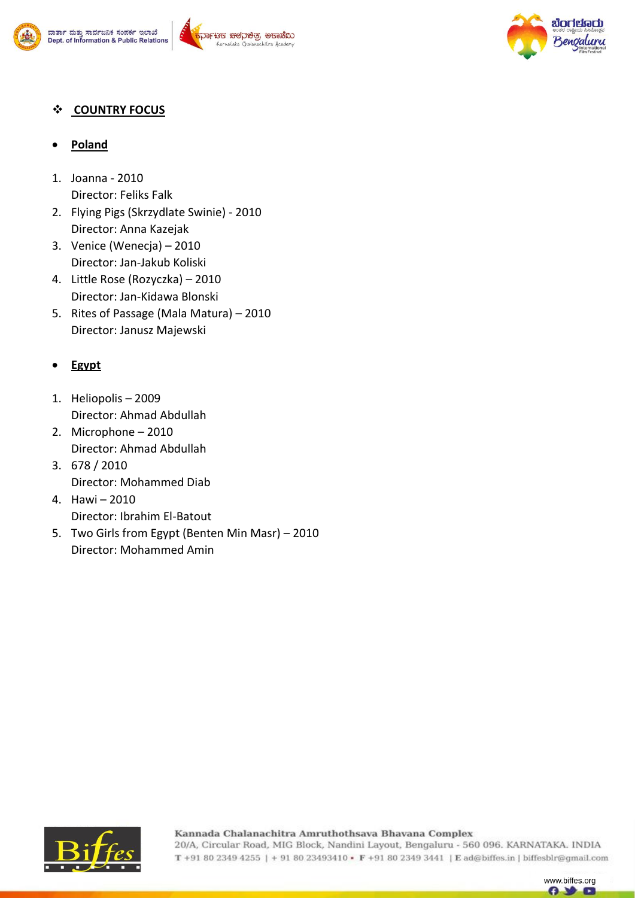## ❖ COUNTRY FOCUS

- **Poland**

1. Joanna - 2010
   Director: Feliks Falk
2. Flying Pigs (Skrzydlate Swinie) - 2010
   Director: Anna Kazejak
3. Venice (Wenecja) – 2010
   Director: Jan-Jakub Koliski
4. Little Rose (Rozyczka) – 2010
   Director: Jan-Kidawa Blonski
5. Rites of Passage (Mala Matura) – 2010
   Director: Janusz Majewski

- **Egypt**

1. Heliopolis – 2009
   Director: Ahmad Abdullah
2. Microphone – 2010
   Director: Ahmad Abdullah
3. 678 / 2010
   Director: Mohammed Diab
4. Hawi – 2010
   Director: Ibrahim El-Batout
5. Two Girls from Egypt (Benten Min Masr) – 2010
   Director: Mohammed Amin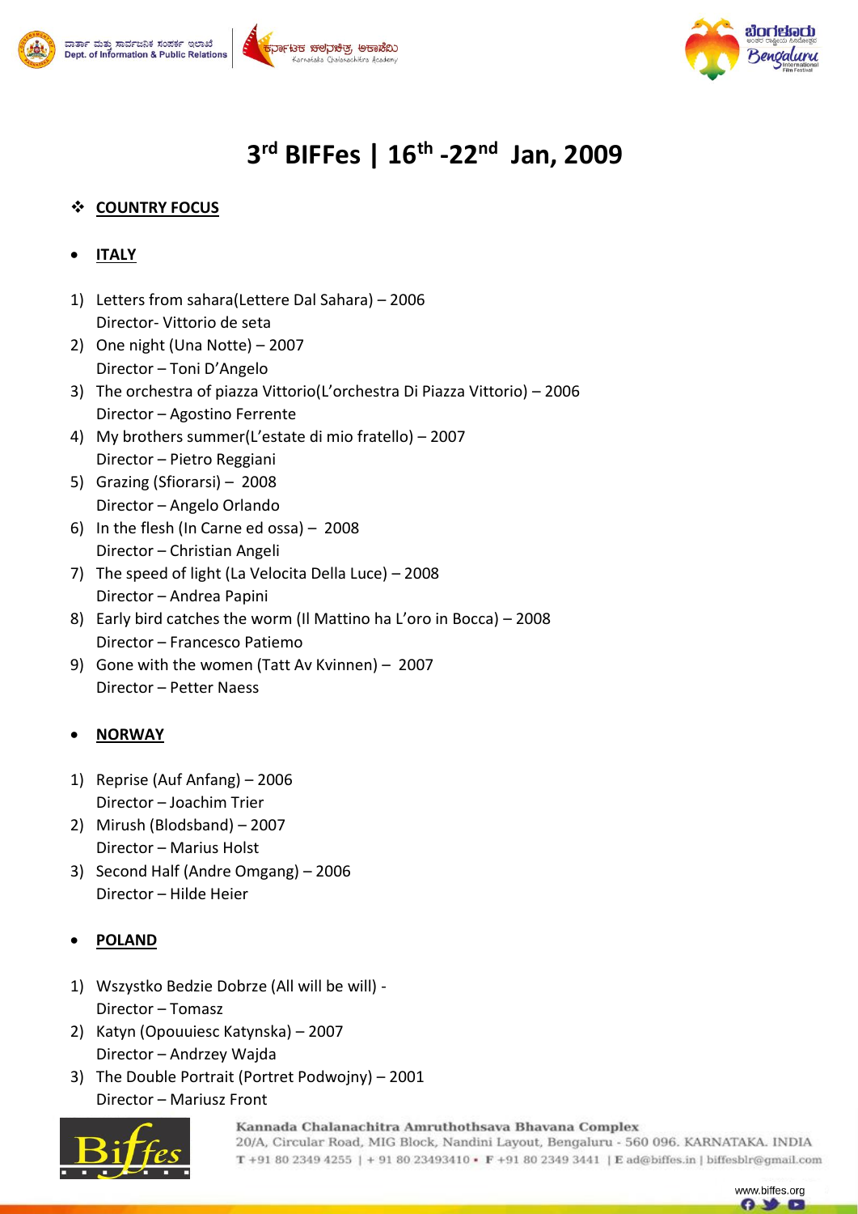# 3rd BIFFes | 16th -22nd Jan, 2009

❖ **COUNTRY FOCUS**

- **ITALY**

1) Letters from sahara(Lettere Dal Sahara) – 2006
   Director- Vittorio de seta
2) One night (Una Notte) – 2007
   Director – Toni D'Angelo
3) The orchestra of piazza Vittorio(L'orchestra Di Piazza Vittorio) – 2006
   Director – Agostino Ferrente
4) My brothers summer(L'estate di mio fratello) – 2007
   Director – Pietro Reggiani
5) Grazing (Sfiorarsi) – 2008
   Director – Angelo Orlando
6) In the flesh (In Carne ed ossa) – 2008
   Director – Christian Angeli
7) The speed of light (La Velocita Della Luce) – 2008
   Director – Andrea Papini
8) Early bird catches the worm (Il Mattino ha L'oro in Bocca) – 2008
   Director – Francesco Patiemo
9) Gone with the women (Tatt Av Kvinnen) – 2007
   Director – Petter Naess

- **NORWAY**

1) Reprise (Auf Anfang) – 2006
   Director – Joachim Trier
2) Mirush (Blodsband) – 2007
   Director – Marius Holst
3) Second Half (Andre Omgang) – 2006
   Director – Hilde Heier

- **POLAND**

1) Wszystko Bedzie Dobrze (All will be will) -
   Director – Tomasz
2) Katyn (Opouuiesc Katynska) – 2007
   Director – Andrzey Wajda
3) The Double Portrait (Portret Podwojny) – 2001
   Director – Mariusz Front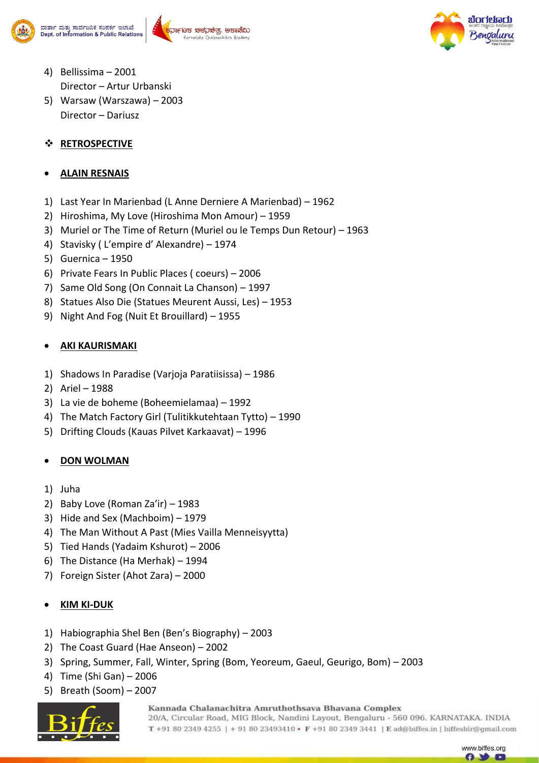4) Bellissima – 2001
   Director – Artur Urbanski
5) Warsaw (Warszawa) – 2003
   Director – Dariusz

## ❖ RETROSPECTIVE

### • ALAIN RESNAIS

1) Last Year In Marienbad (L Anne Derniere A Marienbad) – 1962
2) Hiroshima, My Love (Hiroshima Mon Amour) – 1959
3) Muriel or The Time of Return (Muriel ou le Temps Dun Retour) – 1963
4) Stavisky ( L'empire d' Alexandre) – 1974
5) Guernica – 1950
6) Private Fears In Public Places ( coeurs) – 2006
7) Same Old Song (On Connait La Chanson) – 1997
8) Statues Also Die (Statues Meurent Aussi, Les) – 1953
9) Night And Fog (Nuit Et Brouillard) – 1955

### • AKI KAURISMAKI

1) Shadows In Paradise (Varjoja Paratiisissa) – 1986
2) Ariel – 1988
3) La vie de boheme (Boheemielamaa) – 1992
4) The Match Factory Girl (Tulitikkutehtaan Tytto) – 1990
5) Drifting Clouds (Kauas Pilvet Karkaavat) – 1996

### • DON WOLMAN

1) Juha
2) Baby Love (Roman Za'ir) – 1983
3) Hide and Sex (Machboim) – 1979
4) The Man Without A Past (Mies Vailla Menneisyytta)
5) Tied Hands (Yadaim Kshurot) – 2006
6) The Distance (Ha Merhak) – 1994
7) Foreign Sister (Ahot Zara) – 2000

### • KIM KI-DUK

1) Habiographia Shel Ben (Ben's Biography) – 2003
2) The Coast Guard (Hae Anseon) – 2002
3) Spring, Summer, Fall, Winter, Spring (Bom, Yeoreum, Gaeul, Geurigo, Bom) – 2003
4) Time (Shi Gan) – 2006
5) Breath (Soom) – 2007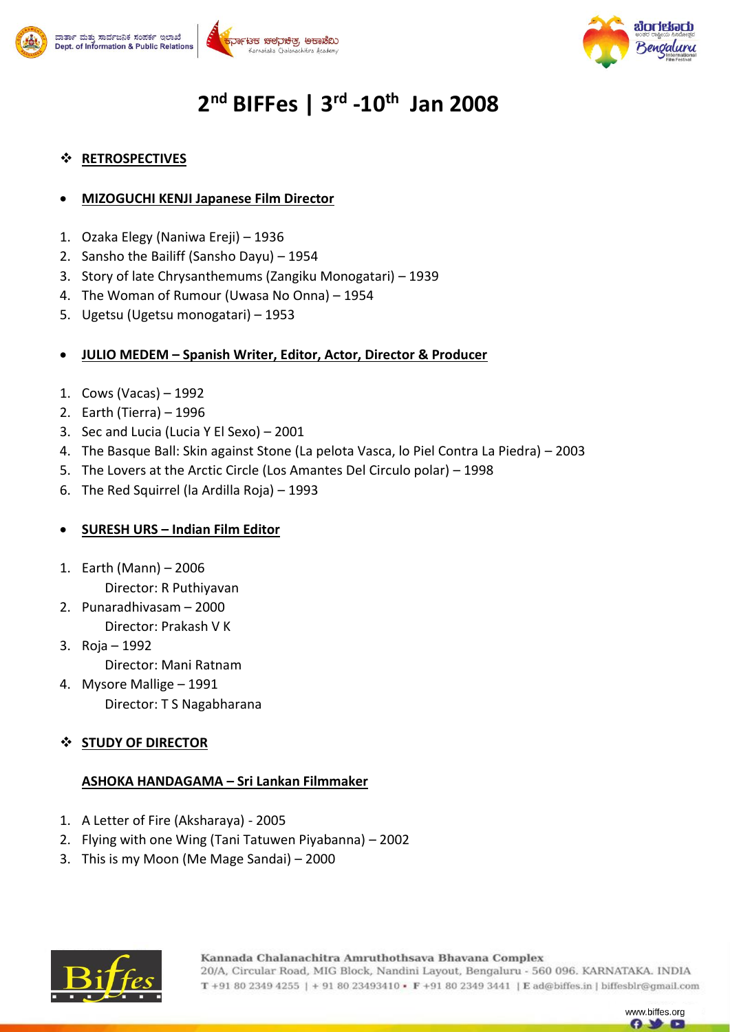# 2nd BIFFes | 3rd -10th Jan 2008

## ❖ RETROSPECTIVES

- **MIZOGUCHI KENJI Japanese Film Director**

1. Ozaka Elegy (Naniwa Ereji) – 1936
2. Sansho the Bailiff (Sansho Dayu) – 1954
3. Story of late Chrysanthemums (Zangiku Monogatari) – 1939
4. The Woman of Rumour (Uwasa No Onna) – 1954
5. Ugetsu (Ugetsu monogatari) – 1953

- **JULIO MEDEM – Spanish Writer, Editor, Actor, Director & Producer**

1. Cows (Vacas) – 1992
2. Earth (Tierra) – 1996
3. Sec and Lucia (Lucia Y El Sexo) – 2001
4. The Basque Ball: Skin against Stone (La pelota Vasca, lo Piel Contra La Piedra) – 2003
5. The Lovers at the Arctic Circle (Los Amantes Del Circulo polar) – 1998
6. The Red Squirrel (la Ardilla Roja) – 1993

- **SURESH URS – Indian Film Editor**

1. Earth (Mann) – 2006
   Director: R Puthiyavan
2. Punaradhivasam – 2000
   Director: Prakash V K
3. Roja – 1992
   Director: Mani Ratnam
4. Mysore Mallige – 1991
   Director: T S Nagabharana

## ❖ STUDY OF DIRECTOR

**ASHOKA HANDAGAMA – Sri Lankan Filmmaker**

1. A Letter of Fire (Aksharaya) - 2005
2. Flying with one Wing (Tani Tatuwen Piyabanna) – 2002
3. This is my Moon (Me Mage Sandai) – 2000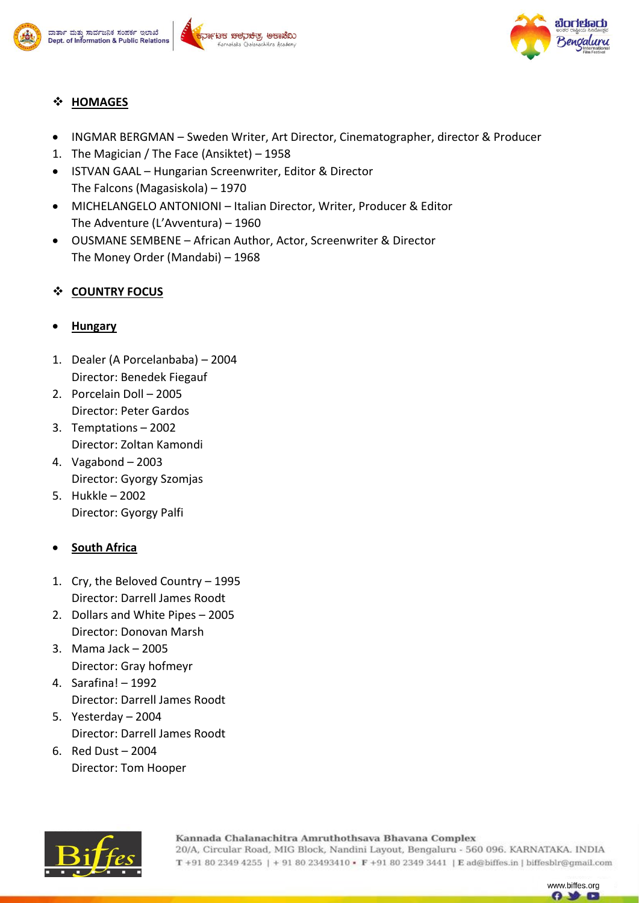## ❖ HOMAGES

- INGMAR BERGMAN – Sweden Writer, Art Director, Cinematographer, director & Producer

1. The Magician / The Face (Ansiktet) – 1958

- ISTVAN GAAL – Hungarian Screenwriter, Editor & Director
  The Falcons (Magasiskola) – 1970
- MICHELANGELO ANTONIONI – Italian Director, Writer, Producer & Editor
  The Adventure (L'Avventura) – 1960
- OUSMANE SEMBENE – African Author, Actor, Screenwriter & Director
  The Money Order (Mandabi) – 1968

## ❖ COUNTRY FOCUS

- **Hungary**

1. Dealer (A Porcelanbaba) – 2004
   Director: Benedek Fiegauf
2. Porcelain Doll – 2005
   Director: Peter Gardos
3. Temptations – 2002
   Director: Zoltan Kamondi
4. Vagabond – 2003
   Director: Gyorgy Szomjas
5. Hukkle – 2002
   Director: Gyorgy Palfi

- **South Africa**

1. Cry, the Beloved Country – 1995
   Director: Darrell James Roodt
2. Dollars and White Pipes – 2005
   Director: Donovan Marsh
3. Mama Jack – 2005
   Director: Gray hofmeyr
4. Sarafina! – 1992
   Director: Darrell James Roodt
5. Yesterday – 2004
   Director: Darrell James Roodt
6. Red Dust – 2004
   Director: Tom Hooper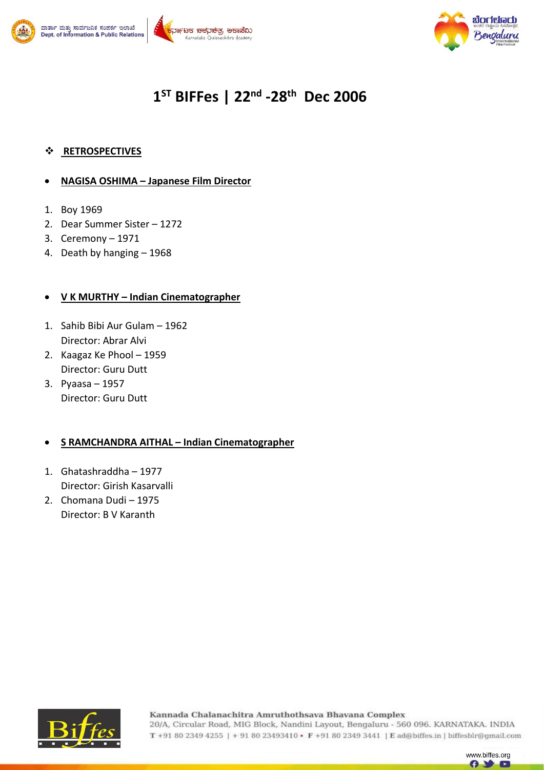# 1[ST] BIFFes | 22[nd] -28[th] Dec 2006

## ❖ RETROSPECTIVES

- **NAGISA OSHIMA – Japanese Film Director**

1. Boy 1969
2. Dear Summer Sister – 1272
3. Ceremony – 1971
4. Death by hanging – 1968

- **V K MURTHY – Indian Cinematographer**

1. Sahib Bibi Aur Gulam – 1962
   Director: Abrar Alvi
2. Kaagaz Ke Phool – 1959
   Director: Guru Dutt
3. Pyaasa – 1957
   Director: Guru Dutt

- **S RAMCHANDRA AITHAL – Indian Cinematographer**

1. Ghatashraddha – 1977
   Director: Girish Kasarvalli
2. Chomana Dudi – 1975
   Director: B V Karanth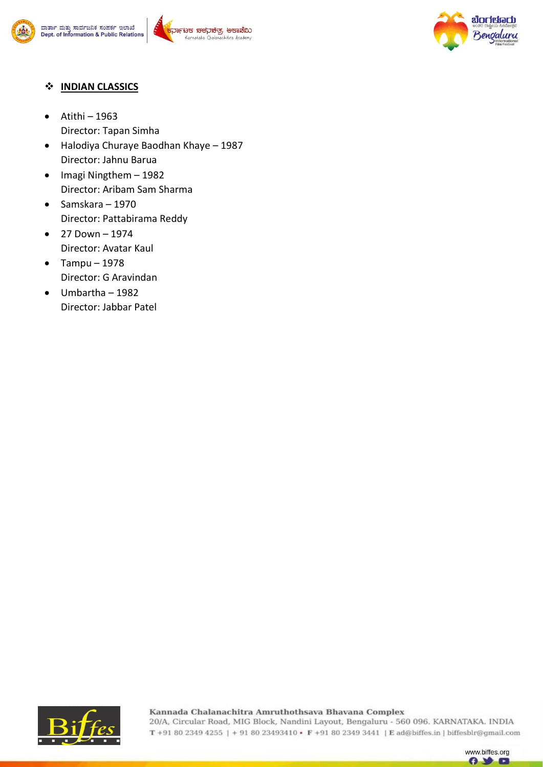## INDIAN CLASSICS

- Atithi – 1963
  Director: Tapan Simha
- Halodiya Churaye Baodhan Khaye – 1987
  Director: Jahnu Barua
- Imagi Ningthem – 1982
  Director: Aribam Sam Sharma
- Samskara – 1970
  Director: Pattabirama Reddy
- 27 Down – 1974
  Director: Avatar Kaul
- Tampu – 1978
  Director: G Aravindan
- Umbartha – 1982
  Director: Jabbar Patel